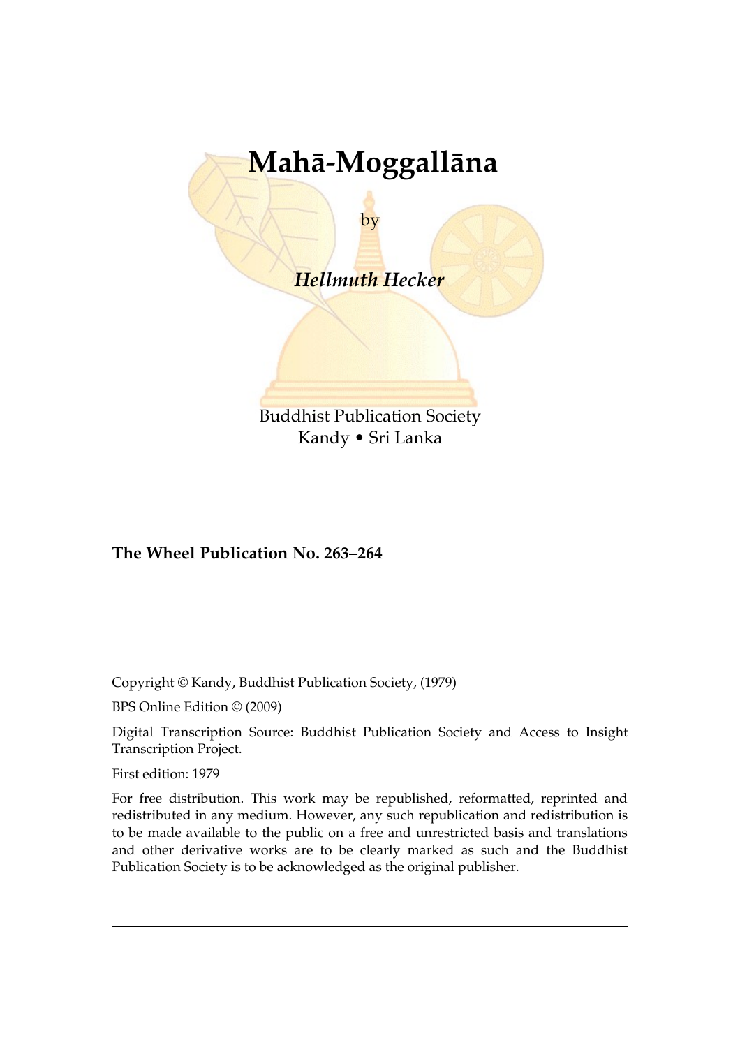# Mahā-Moggallāna

by

***Hellmuth Hecker***

Buddhist Publication Society
Kandy • Sri Lanka

**The Wheel Publication No. 263–264**

Copyright © Kandy, Buddhist Publication Society, (1979)

BPS Online Edition © (2009)

Digital Transcription Source: Buddhist Publication Society and Access to Insight Transcription Project.

First edition: 1979

For free distribution. This work may be republished, reformatted, reprinted and redistributed in any medium. However, any such republication and redistribution is to be made available to the public on a free and unrestricted basis and translations and other derivative works are to be clearly marked as such and the Buddhist Publication Society is to be acknowledged as the original publisher.

---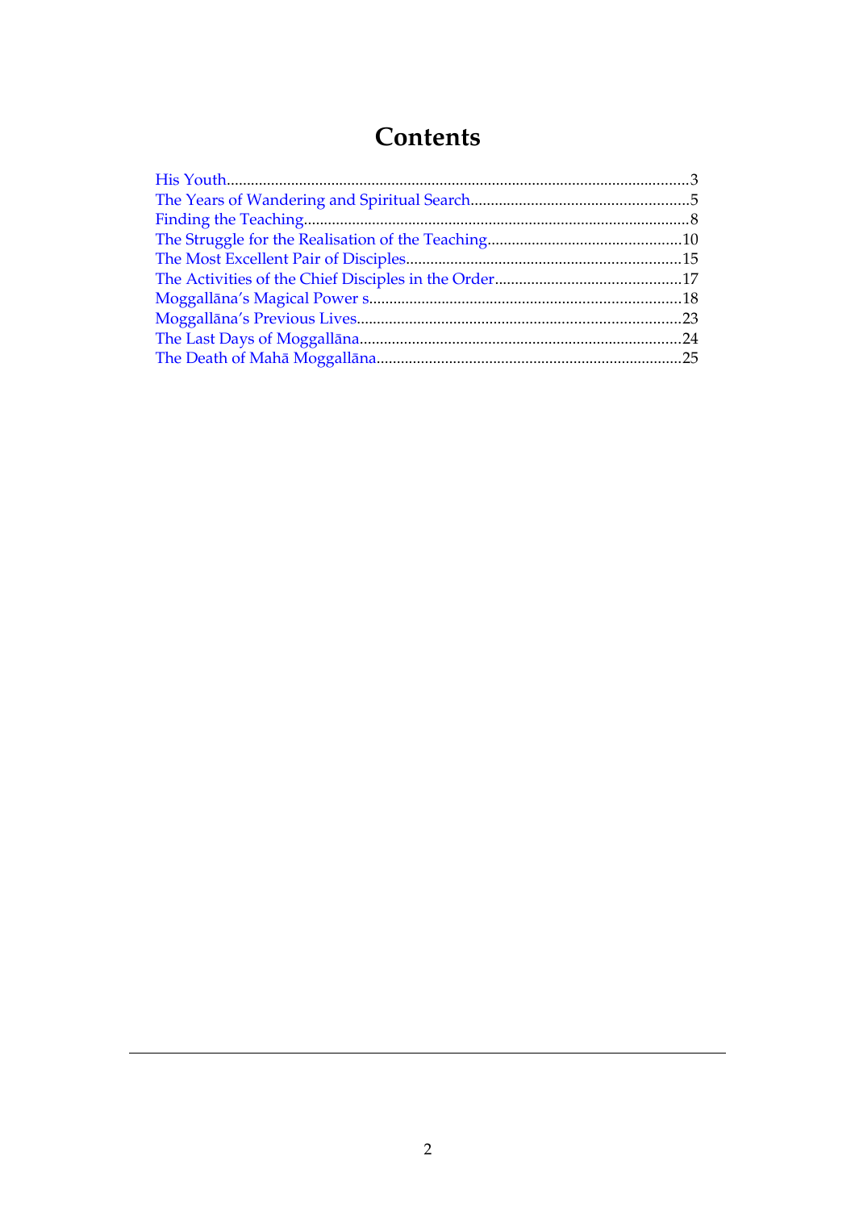# Contents

- His Youth....3
- The Years of Wandering and Spiritual Search....5
- Finding the Teaching....8
- The Struggle for the Realisation of the Teaching....10
- The Most Excellent Pair of Disciples....15
- The Activities of the Chief Disciples in the Order....17
- Moggallāna's Magical Power s....18
- Moggallāna's Previous Lives....23
- The Last Days of Moggallāna....24
- The Death of Mahā Moggallāna....25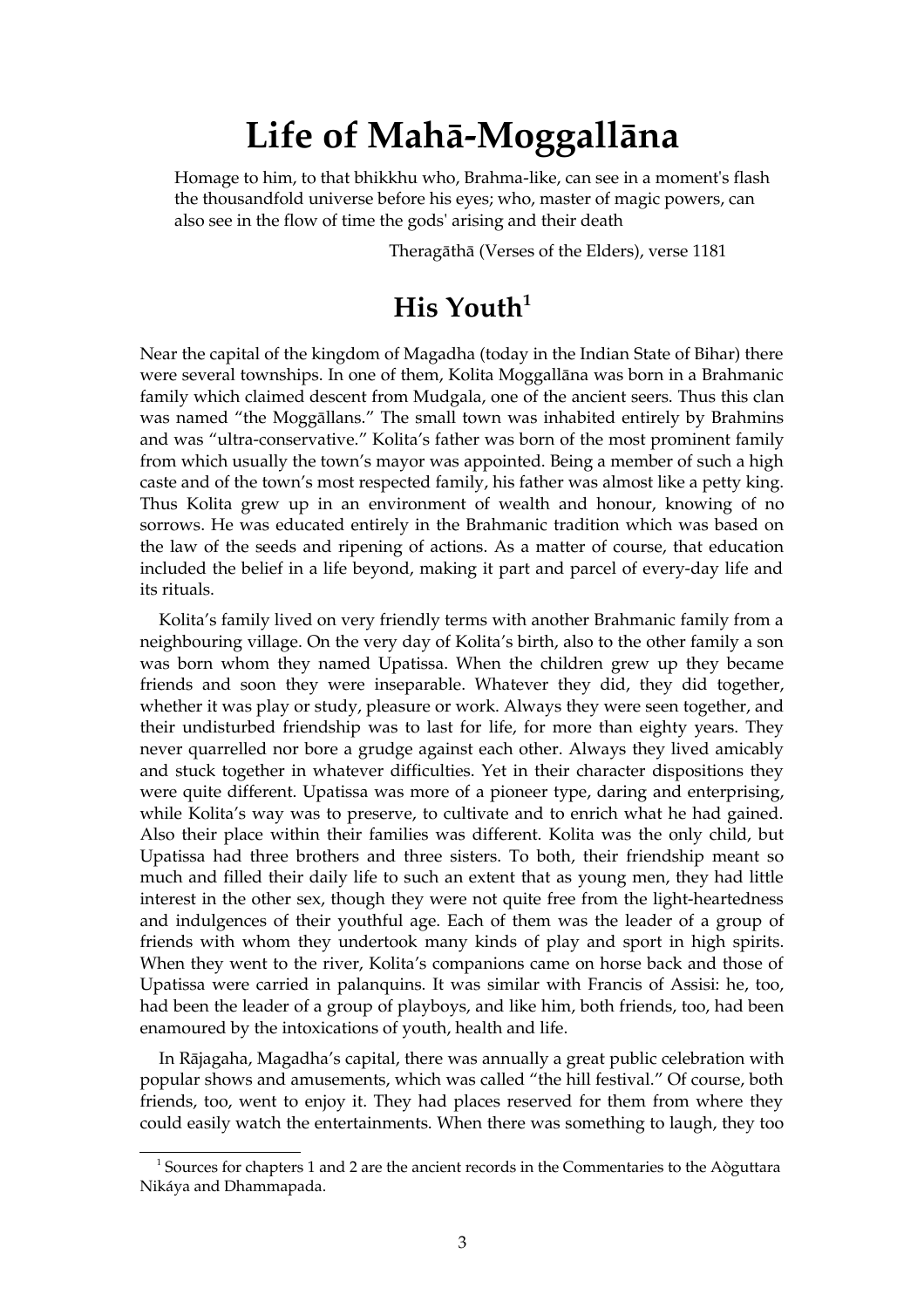# Life of Mahā-Moggallāna

> Homage to him, to that bhikkhu who, Brahma-like, can see in a moment's flash the thousandfold universe before his eyes; who, master of magic powers, can also see in the flow of time the gods' arising and their death
>
> Theragāthā (Verses of the Elders), verse 1181

## His Youth[1]

Near the capital of the kingdom of Magadha (today in the Indian State of Bihar) there were several townships. In one of them, Kolita Moggallāna was born in a Brahmanic family which claimed descent from Mudgala, one of the ancient seers. Thus this clan was named "the Moggāllans." The small town was inhabited entirely by Brahmins and was "ultra-conservative." Kolita's father was born of the most prominent family from which usually the town's mayor was appointed. Being a member of such a high caste and of the town's most respected family, his father was almost like a petty king. Thus Kolita grew up in an environment of wealth and honour, knowing of no sorrows. He was educated entirely in the Brahmanic tradition which was based on the law of the seeds and ripening of actions. As a matter of course, that education included the belief in a life beyond, making it part and parcel of every-day life and its rituals.

Kolita's family lived on very friendly terms with another Brahmanic family from a neighbouring village. On the very day of Kolita's birth, also to the other family a son was born whom they named Upatissa. When the children grew up they became friends and soon they were inseparable. Whatever they did, they did together, whether it was play or study, pleasure or work. Always they were seen together, and their undisturbed friendship was to last for life, for more than eighty years. They never quarrelled nor bore a grudge against each other. Always they lived amicably and stuck together in whatever difficulties. Yet in their character dispositions they were quite different. Upatissa was more of a pioneer type, daring and enterprising, while Kolita's way was to preserve, to cultivate and to enrich what he had gained. Also their place within their families was different. Kolita was the only child, but Upatissa had three brothers and three sisters. To both, their friendship meant so much and filled their daily life to such an extent that as young men, they had little interest in the other sex, though they were not quite free from the light-heartedness and indulgences of their youthful age. Each of them was the leader of a group of friends with whom they undertook many kinds of play and sport in high spirits. When they went to the river, Kolita's companions came on horse back and those of Upatissa were carried in palanquins. It was similar with Francis of Assisi: he, too, had been the leader of a group of playboys, and like him, both friends, too, had been enamoured by the intoxications of youth, health and life.

In Rājagaha, Magadha's capital, there was annually a great public celebration with popular shows and amusements, which was called "the hill festival." Of course, both friends, too, went to enjoy it. They had places reserved for them from where they could easily watch the entertainments. When there was something to laugh, they too

---

[1] Sources for chapters 1 and 2 are the ancient records in the Commentaries to the Aòguttara Nikáya and Dhammapada.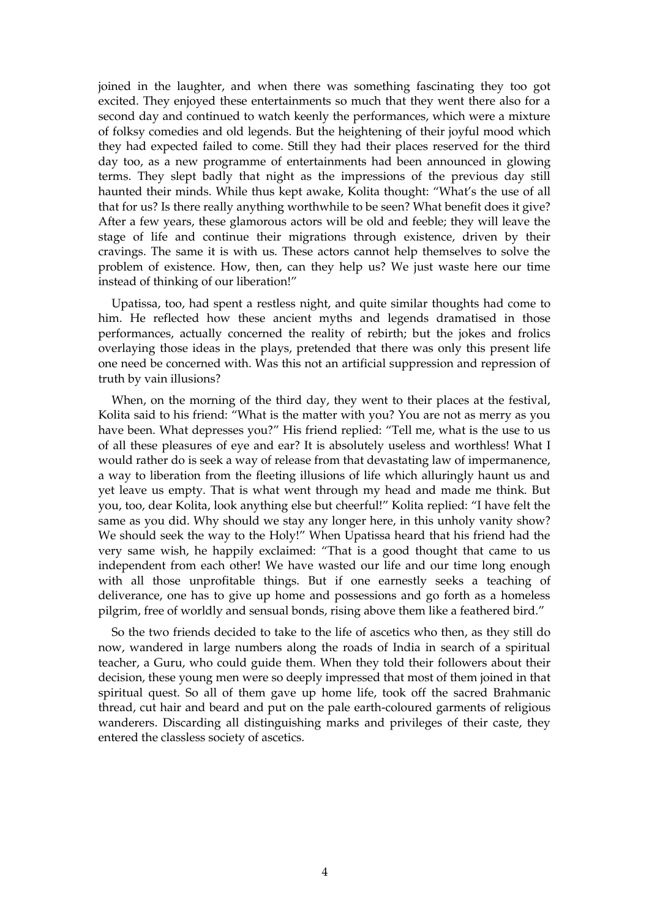joined in the laughter, and when there was something fascinating they too got excited. They enjoyed these entertainments so much that they went there also for a second day and continued to watch keenly the performances, which were a mixture of folksy comedies and old legends. But the heightening of their joyful mood which they had expected failed to come. Still they had their places reserved for the third day too, as a new programme of entertainments had been announced in glowing terms. They slept badly that night as the impressions of the previous day still haunted their minds. While thus kept awake, Kolita thought: "What's the use of all that for us? Is there really anything worthwhile to be seen? What benefit does it give? After a few years, these glamorous actors will be old and feeble; they will leave the stage of life and continue their migrations through existence, driven by their cravings. The same it is with us. These actors cannot help themselves to solve the problem of existence. How, then, can they help us? We just waste here our time instead of thinking of our liberation!"

Upatissa, too, had spent a restless night, and quite similar thoughts had come to him. He reflected how these ancient myths and legends dramatised in those performances, actually concerned the reality of rebirth; but the jokes and frolics overlaying those ideas in the plays, pretended that there was only this present life one need be concerned with. Was this not an artificial suppression and repression of truth by vain illusions?

When, on the morning of the third day, they went to their places at the festival, Kolita said to his friend: "What is the matter with you? You are not as merry as you have been. What depresses you?" His friend replied: "Tell me, what is the use to us of all these pleasures of eye and ear? It is absolutely useless and worthless! What I would rather do is seek a way of release from that devastating law of impermanence, a way to liberation from the fleeting illusions of life which alluringly haunt us and yet leave us empty. That is what went through my head and made me think. But you, too, dear Kolita, look anything else but cheerful!" Kolita replied: "I have felt the same as you did. Why should we stay any longer here, in this unholy vanity show? We should seek the way to the Holy!" When Upatissa heard that his friend had the very same wish, he happily exclaimed: "That is a good thought that came to us independent from each other! We have wasted our life and our time long enough with all those unprofitable things. But if one earnestly seeks a teaching of deliverance, one has to give up home and possessions and go forth as a homeless pilgrim, free of worldly and sensual bonds, rising above them like a feathered bird."

So the two friends decided to take to the life of ascetics who then, as they still do now, wandered in large numbers along the roads of India in search of a spiritual teacher, a Guru, who could guide them. When they told their followers about their decision, these young men were so deeply impressed that most of them joined in that spiritual quest. So all of them gave up home life, took off the sacred Brahmanic thread, cut hair and beard and put on the pale earth-coloured garments of religious wanderers. Discarding all distinguishing marks and privileges of their caste, they entered the classless society of ascetics.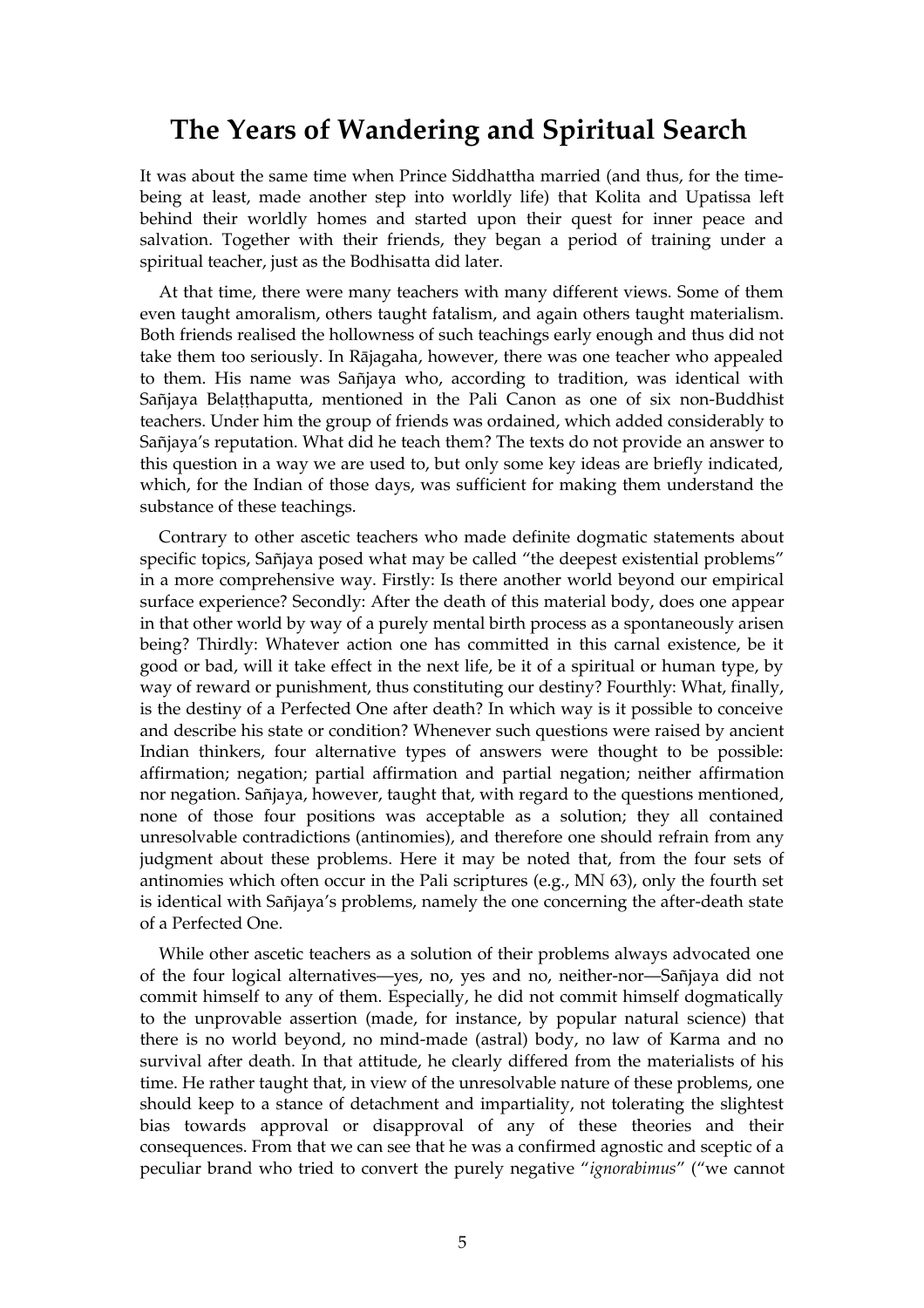# The Years of Wandering and Spiritual Search

It was about the same time when Prince Siddhattha married (and thus, for the time-being at least, made another step into worldly life) that Kolita and Upatissa left behind their worldly homes and started upon their quest for inner peace and salvation. Together with their friends, they began a period of training under a spiritual teacher, just as the Bodhisatta did later.

At that time, there were many teachers with many different views. Some of them even taught amoralism, others taught fatalism, and again others taught materialism. Both friends realised the hollowness of such teachings early enough and thus did not take them too seriously. In Rājagaha, however, there was one teacher who appealed to them. His name was Sañjaya who, according to tradition, was identical with Sañjaya Belaṭṭhaputta, mentioned in the Pali Canon as one of six non-Buddhist teachers. Under him the group of friends was ordained, which added considerably to Sañjaya's reputation. What did he teach them? The texts do not provide an answer to this question in a way we are used to, but only some key ideas are briefly indicated, which, for the Indian of those days, was sufficient for making them understand the substance of these teachings.

Contrary to other ascetic teachers who made definite dogmatic statements about specific topics, Sañjaya posed what may be called "the deepest existential problems" in a more comprehensive way. Firstly: Is there another world beyond our empirical surface experience? Secondly: After the death of this material body, does one appear in that other world by way of a purely mental birth process as a spontaneously arisen being? Thirdly: Whatever action one has committed in this carnal existence, be it good or bad, will it take effect in the next life, be it of a spiritual or human type, by way of reward or punishment, thus constituting our destiny? Fourthly: What, finally, is the destiny of a Perfected One after death? In which way is it possible to conceive and describe his state or condition? Whenever such questions were raised by ancient Indian thinkers, four alternative types of answers were thought to be possible: affirmation; negation; partial affirmation and partial negation; neither affirmation nor negation. Sañjaya, however, taught that, with regard to the questions mentioned, none of those four positions was acceptable as a solution; they all contained unresolvable contradictions (antinomies), and therefore one should refrain from any judgment about these problems. Here it may be noted that, from the four sets of antinomies which often occur in the Pali scriptures (e.g., MN 63), only the fourth set is identical with Sañjaya's problems, namely the one concerning the after-death state of a Perfected One.

While other ascetic teachers as a solution of their problems always advocated one of the four logical alternatives—yes, no, yes and no, neither-nor—Sañjaya did not commit himself to any of them. Especially, he did not commit himself dogmatically to the unprovable assertion (made, for instance, by popular natural science) that there is no world beyond, no mind-made (astral) body, no law of Karma and no survival after death. In that attitude, he clearly differed from the materialists of his time. He rather taught that, in view of the unresolvable nature of these problems, one should keep to a stance of detachment and impartiality, not tolerating the slightest bias towards approval or disapproval of any of these theories and their consequences. From that we can see that he was a confirmed agnostic and sceptic of a peculiar brand who tried to convert the purely negative "*ignorabimus*" ("we cannot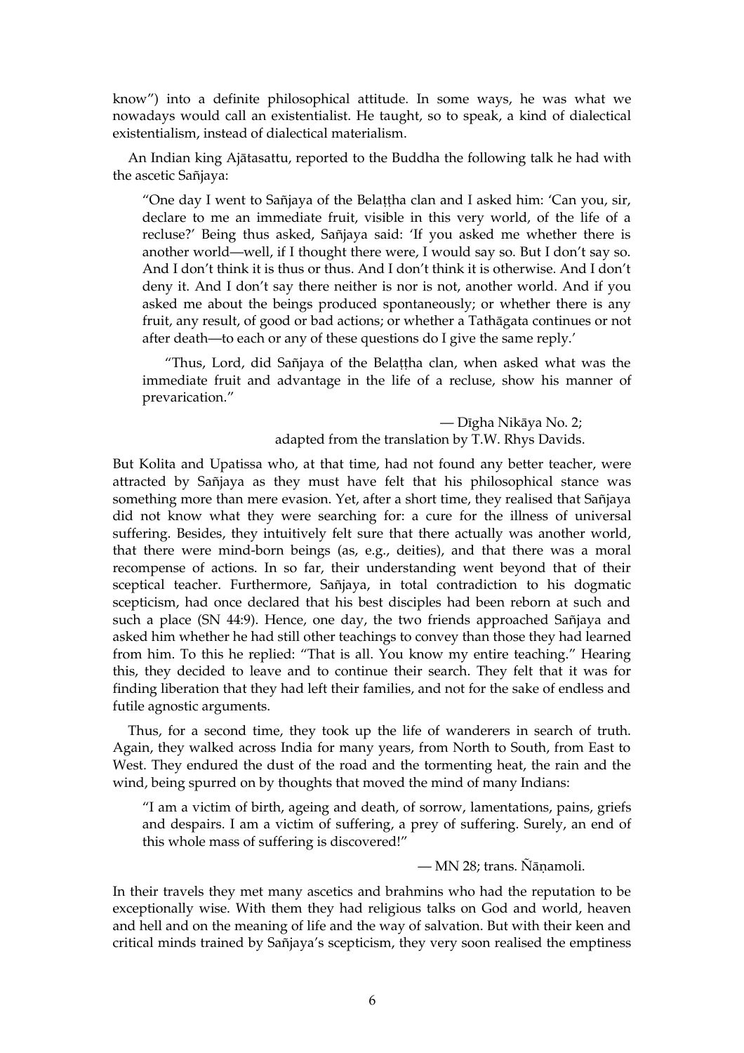know") into a definite philosophical attitude. In some ways, he was what we nowadays would call an existentialist. He taught, so to speak, a kind of dialectical existentialism, instead of dialectical materialism.

An Indian king Ajātasattu, reported to the Buddha the following talk he had with the ascetic Sañjaya:

> "One day I went to Sañjaya of the Belaṭṭha clan and I asked him: 'Can you, sir, declare to me an immediate fruit, visible in this very world, of the life of a recluse?' Being thus asked, Sañjaya said: 'If you asked me whether there is another world—well, if I thought there were, I would say so. But I don't say so. And I don't think it is thus or thus. And I don't think it is otherwise. And I don't deny it. And I don't say there neither is nor is not, another world. And if you asked me about the beings produced spontaneously; or whether there is any fruit, any result, of good or bad actions; or whether a Tathāgata continues or not after death—to each or any of these questions do I give the same reply.'
>
> "Thus, Lord, did Sañjaya of the Belaṭṭha clan, when asked what was the immediate fruit and advantage in the life of a recluse, show his manner of prevarication."
>
> — Dīgha Nikāya No. 2;
> adapted from the translation by T.W. Rhys Davids.

But Kolita and Upatissa who, at that time, had not found any better teacher, were attracted by Sañjaya as they must have felt that his philosophical stance was something more than mere evasion. Yet, after a short time, they realised that Sañjaya did not know what they were searching for: a cure for the illness of universal suffering. Besides, they intuitively felt sure that there actually was another world, that there were mind-born beings (as, e.g., deities), and that there was a moral recompense of actions. In so far, their understanding went beyond that of their sceptical teacher. Furthermore, Sañjaya, in total contradiction to his dogmatic scepticism, had once declared that his best disciples had been reborn at such and such a place (SN 44:9). Hence, one day, the two friends approached Sañjaya and asked him whether he had still other teachings to convey than those they had learned from him. To this he replied: "That is all. You know my entire teaching." Hearing this, they decided to leave and to continue their search. They felt that it was for finding liberation that they had left their families, and not for the sake of endless and futile agnostic arguments.

Thus, for a second time, they took up the life of wanderers in search of truth. Again, they walked across India for many years, from North to South, from East to West. They endured the dust of the road and the tormenting heat, the rain and the wind, being spurred on by thoughts that moved the mind of many Indians:

> "I am a victim of birth, ageing and death, of sorrow, lamentations, pains, griefs and despairs. I am a victim of suffering, a prey of suffering. Surely, an end of this whole mass of suffering is discovered!"
>
> — MN 28; trans. Ñāṇamoli.

In their travels they met many ascetics and brahmins who had the reputation to be exceptionally wise. With them they had religious talks on God and world, heaven and hell and on the meaning of life and the way of salvation. But with their keen and critical minds trained by Sañjaya's scepticism, they very soon realised the emptiness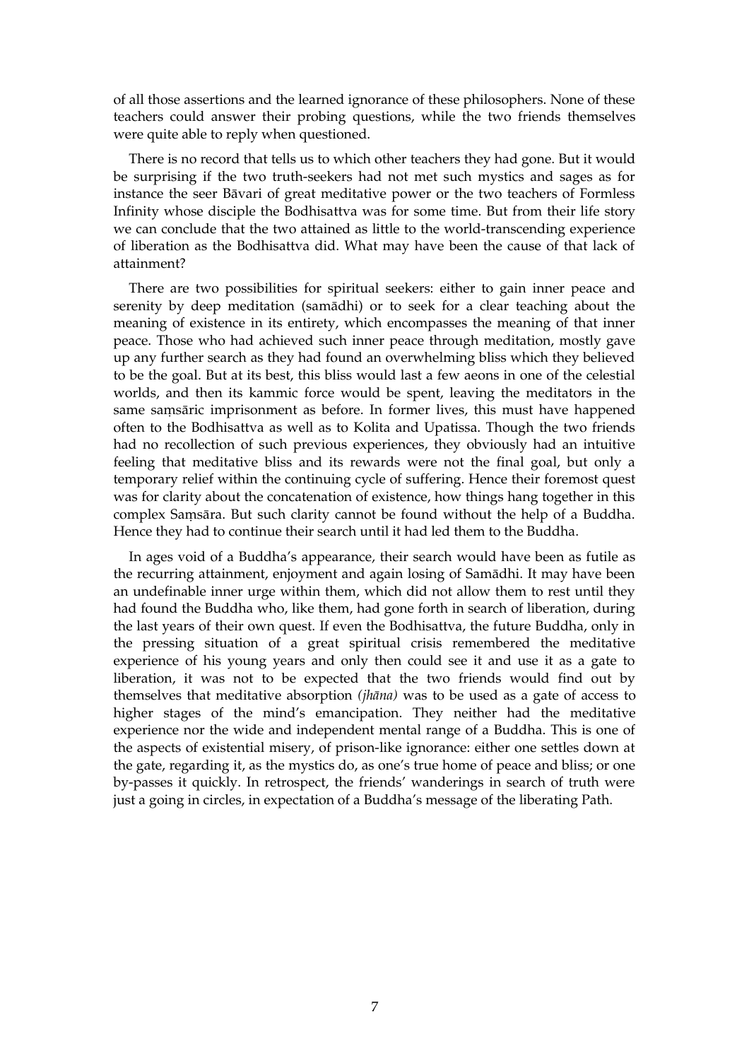of all those assertions and the learned ignorance of these philosophers. None of these teachers could answer their probing questions, while the two friends themselves were quite able to reply when questioned.

There is no record that tells us to which other teachers they had gone. But it would be surprising if the two truth-seekers had not met such mystics and sages as for instance the seer Bāvari of great meditative power or the two teachers of Formless Infinity whose disciple the Bodhisattva was for some time. But from their life story we can conclude that the two attained as little to the world-transcending experience of liberation as the Bodhisattva did. What may have been the cause of that lack of attainment?

There are two possibilities for spiritual seekers: either to gain inner peace and serenity by deep meditation (samādhi) or to seek for a clear teaching about the meaning of existence in its entirety, which encompasses the meaning of that inner peace. Those who had achieved such inner peace through meditation, mostly gave up any further search as they had found an overwhelming bliss which they believed to be the goal. But at its best, this bliss would last a few aeons in one of the celestial worlds, and then its kammic force would be spent, leaving the meditators in the same saṃsāric imprisonment as before. In former lives, this must have happened often to the Bodhisattva as well as to Kolita and Upatissa. Though the two friends had no recollection of such previous experiences, they obviously had an intuitive feeling that meditative bliss and its rewards were not the final goal, but only a temporary relief within the continuing cycle of suffering. Hence their foremost quest was for clarity about the concatenation of existence, how things hang together in this complex Saṃsāra. But such clarity cannot be found without the help of a Buddha. Hence they had to continue their search until it had led them to the Buddha.

In ages void of a Buddha's appearance, their search would have been as futile as the recurring attainment, enjoyment and again losing of Samādhi. It may have been an undefinable inner urge within them, which did not allow them to rest until they had found the Buddha who, like them, had gone forth in search of liberation, during the last years of their own quest. If even the Bodhisattva, the future Buddha, only in the pressing situation of a great spiritual crisis remembered the meditative experience of his young years and only then could see it and use it as a gate to liberation, it was not to be expected that the two friends would find out by themselves that meditative absorption *(jhāna)* was to be used as a gate of access to higher stages of the mind's emancipation. They neither had the meditative experience nor the wide and independent mental range of a Buddha. This is one of the aspects of existential misery, of prison-like ignorance: either one settles down at the gate, regarding it, as the mystics do, as one's true home of peace and bliss; or one by-passes it quickly. In retrospect, the friends' wanderings in search of truth were just a going in circles, in expectation of a Buddha's message of the liberating Path.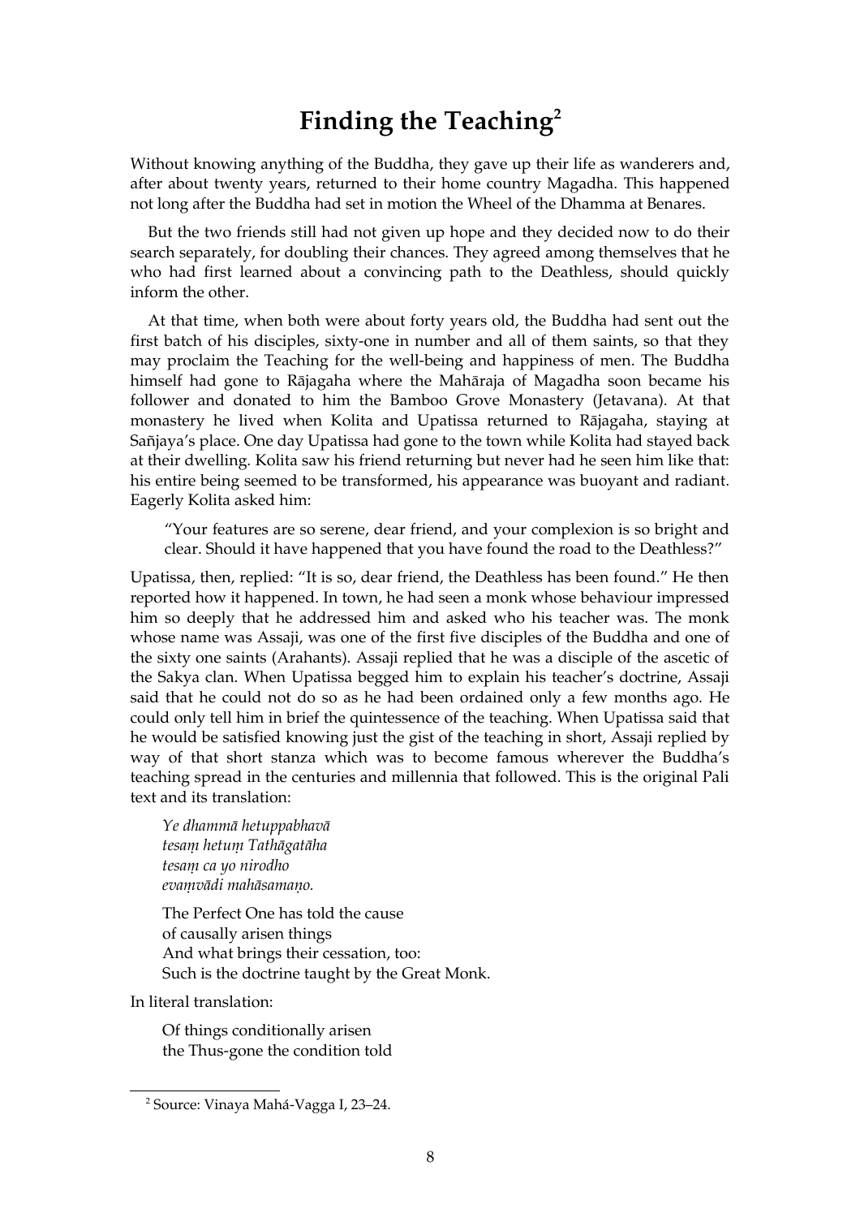# Finding the Teaching[2]

Without knowing anything of the Buddha, they gave up their life as wanderers and, after about twenty years, returned to their home country Magadha. This happened not long after the Buddha had set in motion the Wheel of the Dhamma at Benares.

But the two friends still had not given up hope and they decided now to do their search separately, for doubling their chances. They agreed among themselves that he who had first learned about a convincing path to the Deathless, should quickly inform the other.

At that time, when both were about forty years old, the Buddha had sent out the first batch of his disciples, sixty-one in number and all of them saints, so that they may proclaim the Teaching for the well-being and happiness of men. The Buddha himself had gone to Rājagaha where the Mahāraja of Magadha soon became his follower and donated to him the Bamboo Grove Monastery (Jetavana). At that monastery he lived when Kolita and Upatissa returned to Rājagaha, staying at Sañjaya's place. One day Upatissa had gone to the town while Kolita had stayed back at their dwelling. Kolita saw his friend returning but never had he seen him like that: his entire being seemed to be transformed, his appearance was buoyant and radiant. Eagerly Kolita asked him:

> "Your features are so serene, dear friend, and your complexion is so bright and clear. Should it have happened that you have found the road to the Deathless?"

Upatissa, then, replied: "It is so, dear friend, the Deathless has been found." He then reported how it happened. In town, he had seen a monk whose behaviour impressed him so deeply that he addressed him and asked who his teacher was. The monk whose name was Assaji, was one of the first five disciples of the Buddha and one of the sixty one saints (Arahants). Assaji replied that he was a disciple of the ascetic of the Sakya clan. When Upatissa begged him to explain his teacher's doctrine, Assaji said that he could not do so as he had been ordained only a few months ago. He could only tell him in brief the quintessence of the teaching. When Upatissa said that he would be satisfied knowing just the gist of the teaching in short, Assaji replied by way of that short stanza which was to become famous wherever the Buddha's teaching spread in the centuries and millennia that followed. This is the original Pali text and its translation:

> *Ye dhammā hetuppabhavā*
> *tesaṃ hetuṃ Tathāgatāha*
> *tesaṃ ca yo nirodho*
> *evaṃvādi mahāsamaṇo.*

> The Perfect One has told the cause
> of causally arisen things
> And what brings their cessation, too:
> Such is the doctrine taught by the Great Monk.

In literal translation:

> Of things conditionally arisen
> the Thus-gone the condition told

---

[2] Source: Vinaya Mahá-Vagga I, 23–24.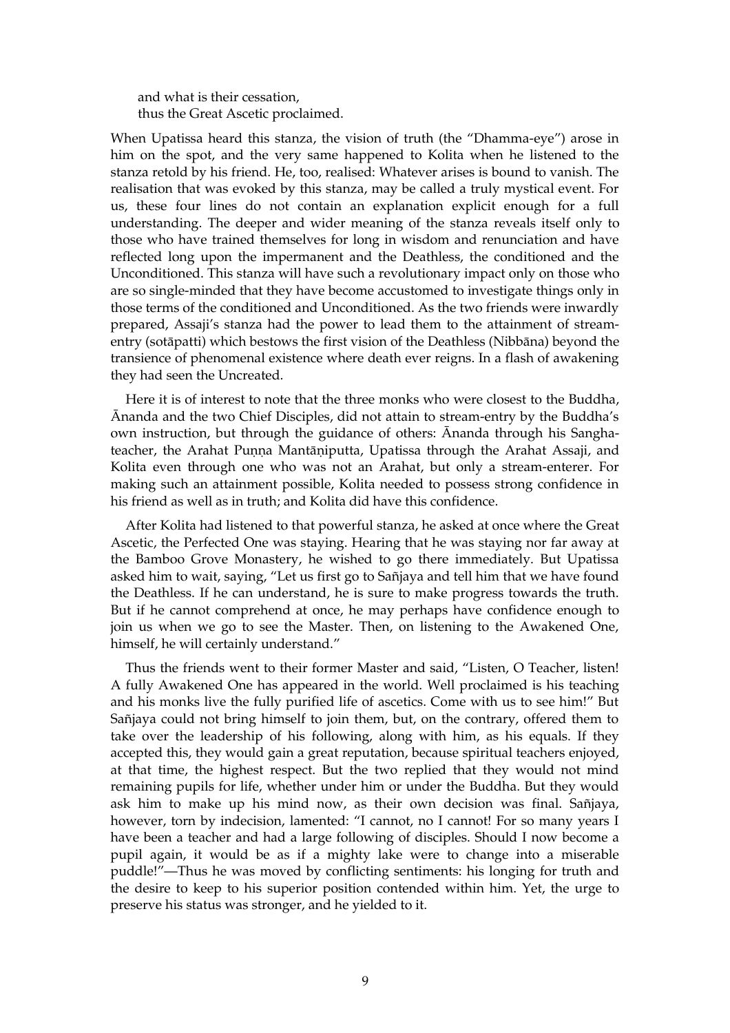> and what is their cessation,
> thus the Great Ascetic proclaimed.

When Upatissa heard this stanza, the vision of truth (the "Dhamma-eye") arose in him on the spot, and the very same happened to Kolita when he listened to the stanza retold by his friend. He, too, realised: Whatever arises is bound to vanish. The realisation that was evoked by this stanza, may be called a truly mystical event. For us, these four lines do not contain an explanation explicit enough for a full understanding. The deeper and wider meaning of the stanza reveals itself only to those who have trained themselves for long in wisdom and renunciation and have reflected long upon the impermanent and the Deathless, the conditioned and the Unconditioned. This stanza will have such a revolutionary impact only on those who are so single-minded that they have become accustomed to investigate things only in those terms of the conditioned and Unconditioned. As the two friends were inwardly prepared, Assaji's stanza had the power to lead them to the attainment of stream-entry (sotāpatti) which bestows the first vision of the Deathless (Nibbāna) beyond the transience of phenomenal existence where death ever reigns. In a flash of awakening they had seen the Uncreated.

Here it is of interest to note that the three monks who were closest to the Buddha, Ānanda and the two Chief Disciples, did not attain to stream-entry by the Buddha's own instruction, but through the guidance of others: Ānanda through his Sangha-teacher, the Arahat Puṇṇa Mantāṇiputta, Upatissa through the Arahat Assaji, and Kolita even through one who was not an Arahat, but only a stream-enterer. For making such an attainment possible, Kolita needed to possess strong confidence in his friend as well as in truth; and Kolita did have this confidence.

After Kolita had listened to that powerful stanza, he asked at once where the Great Ascetic, the Perfected One was staying. Hearing that he was staying nor far away at the Bamboo Grove Monastery, he wished to go there immediately. But Upatissa asked him to wait, saying, "Let us first go to Sañjaya and tell him that we have found the Deathless. If he can understand, he is sure to make progress towards the truth. But if he cannot comprehend at once, he may perhaps have confidence enough to join us when we go to see the Master. Then, on listening to the Awakened One, himself, he will certainly understand."

Thus the friends went to their former Master and said, "Listen, O Teacher, listen! A fully Awakened One has appeared in the world. Well proclaimed is his teaching and his monks live the fully purified life of ascetics. Come with us to see him!" But Sañjaya could not bring himself to join them, but, on the contrary, offered them to take over the leadership of his following, along with him, as his equals. If they accepted this, they would gain a great reputation, because spiritual teachers enjoyed, at that time, the highest respect. But the two replied that they would not mind remaining pupils for life, whether under him or under the Buddha. But they would ask him to make up his mind now, as their own decision was final. Sañjaya, however, torn by indecision, lamented: "I cannot, no I cannot! For so many years I have been a teacher and had a large following of disciples. Should I now become a pupil again, it would be as if a mighty lake were to change into a miserable puddle!"—Thus he was moved by conflicting sentiments: his longing for truth and the desire to keep to his superior position contended within him. Yet, the urge to preserve his status was stronger, and he yielded to it.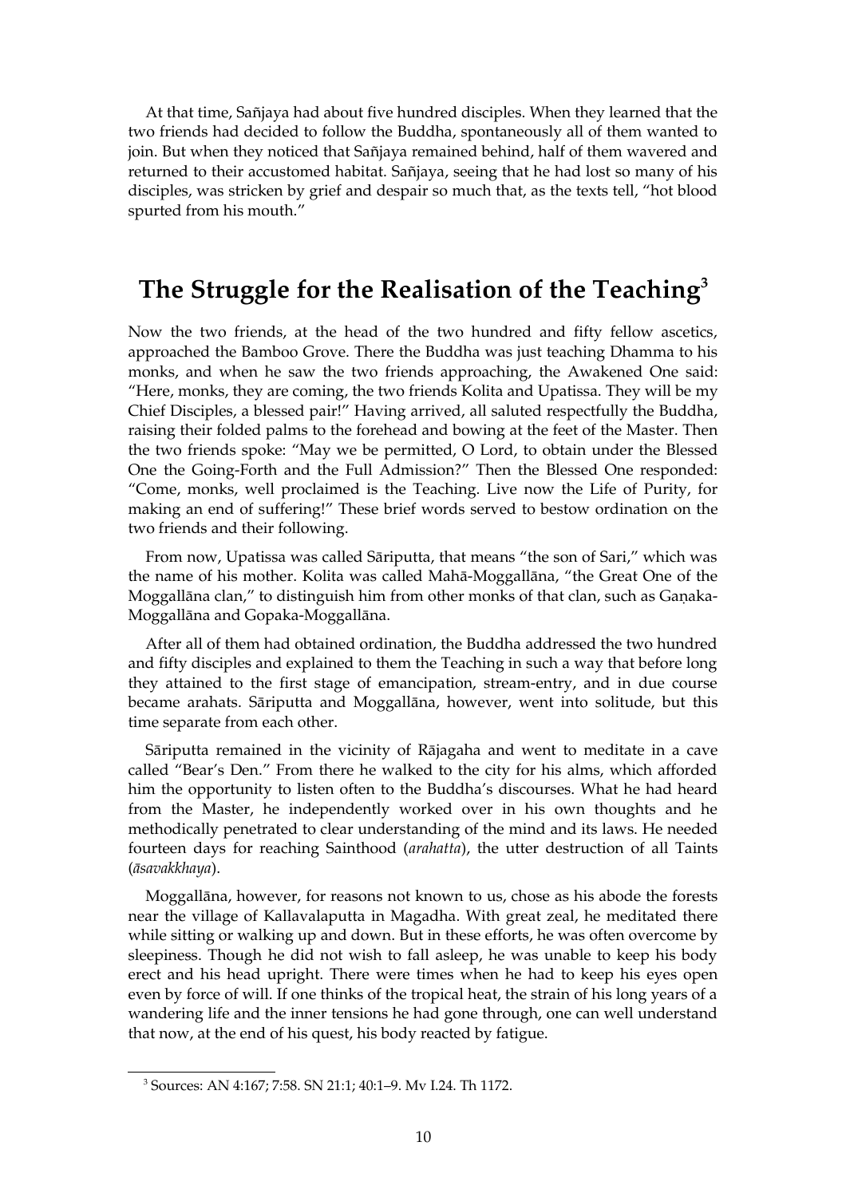At that time, Sañjaya had about five hundred disciples. When they learned that the two friends had decided to follow the Buddha, spontaneously all of them wanted to join. But when they noticed that Sañjaya remained behind, half of them wavered and returned to their accustomed habitat. Sañjaya, seeing that he had lost so many of his disciples, was stricken by grief and despair so much that, as the texts tell, "hot blood spurted from his mouth."

## The Struggle for the Realisation of the Teaching[3]

Now the two friends, at the head of the two hundred and fifty fellow ascetics, approached the Bamboo Grove. There the Buddha was just teaching Dhamma to his monks, and when he saw the two friends approaching, the Awakened One said: "Here, monks, they are coming, the two friends Kolita and Upatissa. They will be my Chief Disciples, a blessed pair!" Having arrived, all saluted respectfully the Buddha, raising their folded palms to the forehead and bowing at the feet of the Master. Then the two friends spoke: "May we be permitted, O Lord, to obtain under the Blessed One the Going-Forth and the Full Admission?" Then the Blessed One responded: "Come, monks, well proclaimed is the Teaching. Live now the Life of Purity, for making an end of suffering!" These brief words served to bestow ordination on the two friends and their following.

From now, Upatissa was called Sāriputta, that means "the son of Sari," which was the name of his mother. Kolita was called Mahā-Moggallāna, "the Great One of the Moggallāna clan," to distinguish him from other monks of that clan, such as Gaṇaka-Moggallāna and Gopaka-Moggallāna.

After all of them had obtained ordination, the Buddha addressed the two hundred and fifty disciples and explained to them the Teaching in such a way that before long they attained to the first stage of emancipation, stream-entry, and in due course became arahats. Sāriputta and Moggallāna, however, went into solitude, but this time separate from each other.

Sāriputta remained in the vicinity of Rājagaha and went to meditate in a cave called "Bear's Den." From there he walked to the city for his alms, which afforded him the opportunity to listen often to the Buddha's discourses. What he had heard from the Master, he independently worked over in his own thoughts and he methodically penetrated to clear understanding of the mind and its laws. He needed fourteen days for reaching Sainthood (*arahatta*), the utter destruction of all Taints (*āsavakkhaya*).

Moggallāna, however, for reasons not known to us, chose as his abode the forests near the village of Kallavalaputta in Magadha. With great zeal, he meditated there while sitting or walking up and down. But in these efforts, he was often overcome by sleepiness. Though he did not wish to fall asleep, he was unable to keep his body erect and his head upright. There were times when he had to keep his eyes open even by force of will. If one thinks of the tropical heat, the strain of his long years of a wandering life and the inner tensions he had gone through, one can well understand that now, at the end of his quest, his body reacted by fatigue.

---

[3] Sources: AN 4:167; 7:58. SN 21:1; 40:1–9. Mv I.24. Th 1172.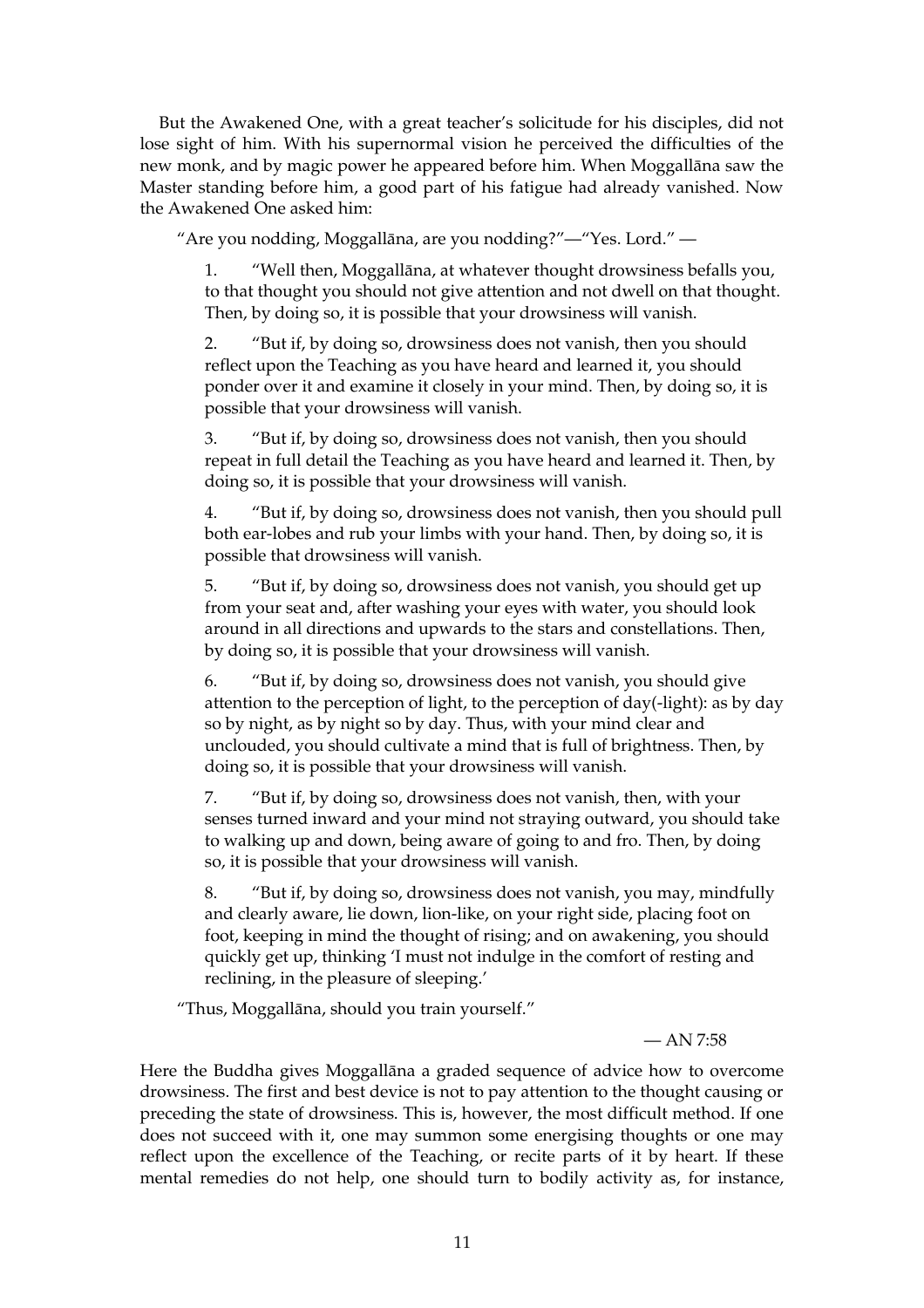But the Awakened One, with a great teacher's solicitude for his disciples, did not lose sight of him. With his supernormal vision he perceived the difficulties of the new monk, and by magic power he appeared before him. When Moggallāna saw the Master standing before him, a good part of his fatigue had already vanished. Now the Awakened One asked him:

"Are you nodding, Moggallāna, are you nodding?"—"Yes. Lord." —

> 1. "Well then, Moggallāna, at whatever thought drowsiness befalls you, to that thought you should not give attention and not dwell on that thought. Then, by doing so, it is possible that your drowsiness will vanish.
>
> 2. "But if, by doing so, drowsiness does not vanish, then you should reflect upon the Teaching as you have heard and learned it, you should ponder over it and examine it closely in your mind. Then, by doing so, it is possible that your drowsiness will vanish.
>
> 3. "But if, by doing so, drowsiness does not vanish, then you should repeat in full detail the Teaching as you have heard and learned it. Then, by doing so, it is possible that your drowsiness will vanish.
>
> 4. "But if, by doing so, drowsiness does not vanish, then you should pull both ear-lobes and rub your limbs with your hand. Then, by doing so, it is possible that drowsiness will vanish.
>
> 5. "But if, by doing so, drowsiness does not vanish, you should get up from your seat and, after washing your eyes with water, you should look around in all directions and upwards to the stars and constellations. Then, by doing so, it is possible that your drowsiness will vanish.
>
> 6. "But if, by doing so, drowsiness does not vanish, you should give attention to the perception of light, to the perception of day(-light): as by day so by night, as by night so by day. Thus, with your mind clear and unclouded, you should cultivate a mind that is full of brightness. Then, by doing so, it is possible that your drowsiness will vanish.
>
> 7. "But if, by doing so, drowsiness does not vanish, then, with your senses turned inward and your mind not straying outward, you should take to walking up and down, being aware of going to and fro. Then, by doing so, it is possible that your drowsiness will vanish.
>
> 8. "But if, by doing so, drowsiness does not vanish, you may, mindfully and clearly aware, lie down, lion-like, on your right side, placing foot on foot, keeping in mind the thought of rising; and on awakening, you should quickly get up, thinking 'I must not indulge in the comfort of resting and reclining, in the pleasure of sleeping.'

"Thus, Moggallāna, should you train yourself."

— AN 7:58

Here the Buddha gives Moggallāna a graded sequence of advice how to overcome drowsiness. The first and best device is not to pay attention to the thought causing or preceding the state of drowsiness. This is, however, the most difficult method. If one does not succeed with it, one may summon some energising thoughts or one may reflect upon the excellence of the Teaching, or recite parts of it by heart. If these mental remedies do not help, one should turn to bodily activity as, for instance,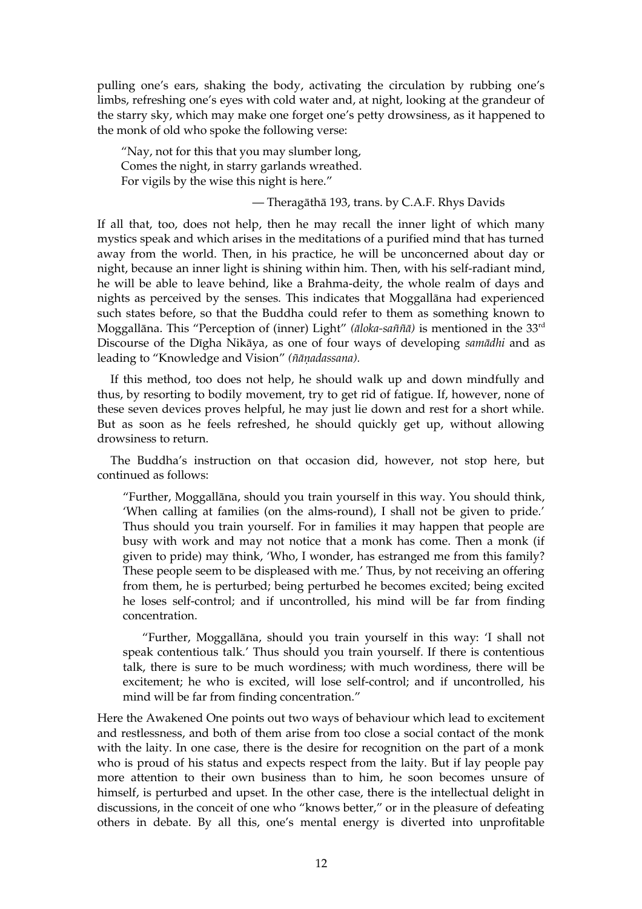pulling one's ears, shaking the body, activating the circulation by rubbing one's limbs, refreshing one's eyes with cold water and, at night, looking at the grandeur of the starry sky, which may make one forget one's petty drowsiness, as it happened to the monk of old who spoke the following verse:

> "Nay, not for this that you may slumber long,  
> Comes the night, in starry garlands wreathed.  
> For vigils by the wise this night is here."
>
> — Theragāthā 193, trans. by C.A.F. Rhys Davids

If all that, too, does not help, then he may recall the inner light of which many mystics speak and which arises in the meditations of a purified mind that has turned away from the world. Then, in his practice, he will be unconcerned about day or night, because an inner light is shining within him. Then, with his self-radiant mind, he will be able to leave behind, like a Brahma-deity, the whole realm of days and nights as perceived by the senses. This indicates that Moggallāna had experienced such states before, so that the Buddha could refer to them as something known to Moggallāna. This "Perception of (inner) Light" *(āloka-saññā)* is mentioned in the 33rd Discourse of the Dīgha Nikāya, as one of four ways of developing *samādhi* and as leading to "Knowledge and Vision" *(ñāṇadassana).*

If this method, too does not help, he should walk up and down mindfully and thus, by resorting to bodily movement, try to get rid of fatigue. If, however, none of these seven devices proves helpful, he may just lie down and rest for a short while. But as soon as he feels refreshed, he should quickly get up, without allowing drowsiness to return.

The Buddha's instruction on that occasion did, however, not stop here, but continued as follows:

> "Further, Moggallāna, should you train yourself in this way. You should think, 'When calling at families (on the alms-round), I shall not be given to pride.' Thus should you train yourself. For in families it may happen that people are busy with work and may not notice that a monk has come. Then a monk (if given to pride) may think, 'Who, I wonder, has estranged me from this family? These people seem to be displeased with me.' Thus, by not receiving an offering from them, he is perturbed; being perturbed he becomes excited; being excited he loses self-control; and if uncontrolled, his mind will be far from finding concentration.
>
> "Further, Moggallāna, should you train yourself in this way: 'I shall not speak contentious talk.' Thus should you train yourself. If there is contentious talk, there is sure to be much wordiness; with much wordiness, there will be excitement; he who is excited, will lose self-control; and if uncontrolled, his mind will be far from finding concentration."

Here the Awakened One points out two ways of behaviour which lead to excitement and restlessness, and both of them arise from too close a social contact of the monk with the laity. In one case, there is the desire for recognition on the part of a monk who is proud of his status and expects respect from the laity. But if lay people pay more attention to their own business than to him, he soon becomes unsure of himself, is perturbed and upset. In the other case, there is the intellectual delight in discussions, in the conceit of one who "knows better," or in the pleasure of defeating others in debate. By all this, one's mental energy is diverted into unprofitable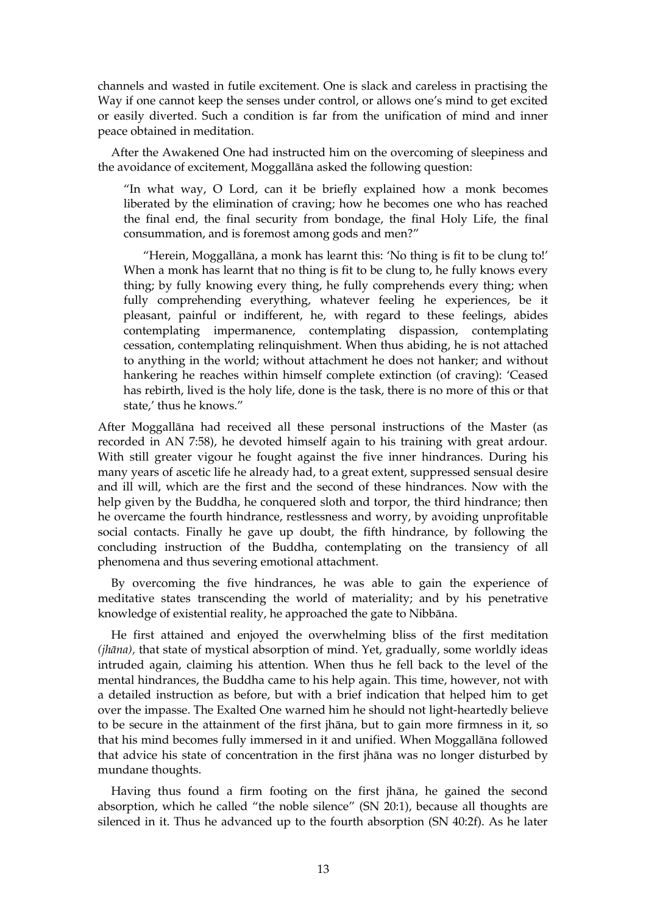channels and wasted in futile excitement. One is slack and careless in practising the Way if one cannot keep the senses under control, or allows one's mind to get excited or easily diverted. Such a condition is far from the unification of mind and inner peace obtained in meditation.

After the Awakened One had instructed him on the overcoming of sleepiness and the avoidance of excitement, Moggallāna asked the following question:

> "In what way, O Lord, can it be briefly explained how a monk becomes liberated by the elimination of craving; how he becomes one who has reached the final end, the final security from bondage, the final Holy Life, the final consummation, and is foremost among gods and men?"
>
> "Herein, Moggallāna, a monk has learnt this: 'No thing is fit to be clung to!' When a monk has learnt that no thing is fit to be clung to, he fully knows every thing; by fully knowing every thing, he fully comprehends every thing; when fully comprehending everything, whatever feeling he experiences, be it pleasant, painful or indifferent, he, with regard to these feelings, abides contemplating impermanence, contemplating dispassion, contemplating cessation, contemplating relinquishment. When thus abiding, he is not attached to anything in the world; without attachment he does not hanker; and without hankering he reaches within himself complete extinction (of craving): 'Ceased has rebirth, lived is the holy life, done is the task, there is no more of this or that state,' thus he knows."

After Moggallāna had received all these personal instructions of the Master (as recorded in AN 7:58), he devoted himself again to his training with great ardour. With still greater vigour he fought against the five inner hindrances. During his many years of ascetic life he already had, to a great extent, suppressed sensual desire and ill will, which are the first and the second of these hindrances. Now with the help given by the Buddha, he conquered sloth and torpor, the third hindrance; then he overcame the fourth hindrance, restlessness and worry, by avoiding unprofitable social contacts. Finally he gave up doubt, the fifth hindrance, by following the concluding instruction of the Buddha, contemplating on the transiency of all phenomena and thus severing emotional attachment.

By overcoming the five hindrances, he was able to gain the experience of meditative states transcending the world of materiality; and by his penetrative knowledge of existential reality, he approached the gate to Nibbāna.

He first attained and enjoyed the overwhelming bliss of the first meditation *(jhāna),* that state of mystical absorption of mind. Yet, gradually, some worldly ideas intruded again, claiming his attention. When thus he fell back to the level of the mental hindrances, the Buddha came to his help again. This time, however, not with a detailed instruction as before, but with a brief indication that helped him to get over the impasse. The Exalted One warned him he should not light-heartedly believe to be secure in the attainment of the first jhāna, but to gain more firmness in it, so that his mind becomes fully immersed in it and unified. When Moggallāna followed that advice his state of concentration in the first jhāna was no longer disturbed by mundane thoughts.

Having thus found a firm footing on the first jhāna, he gained the second absorption, which he called "the noble silence" (SN 20:1), because all thoughts are silenced in it. Thus he advanced up to the fourth absorption (SN 40:2f). As he later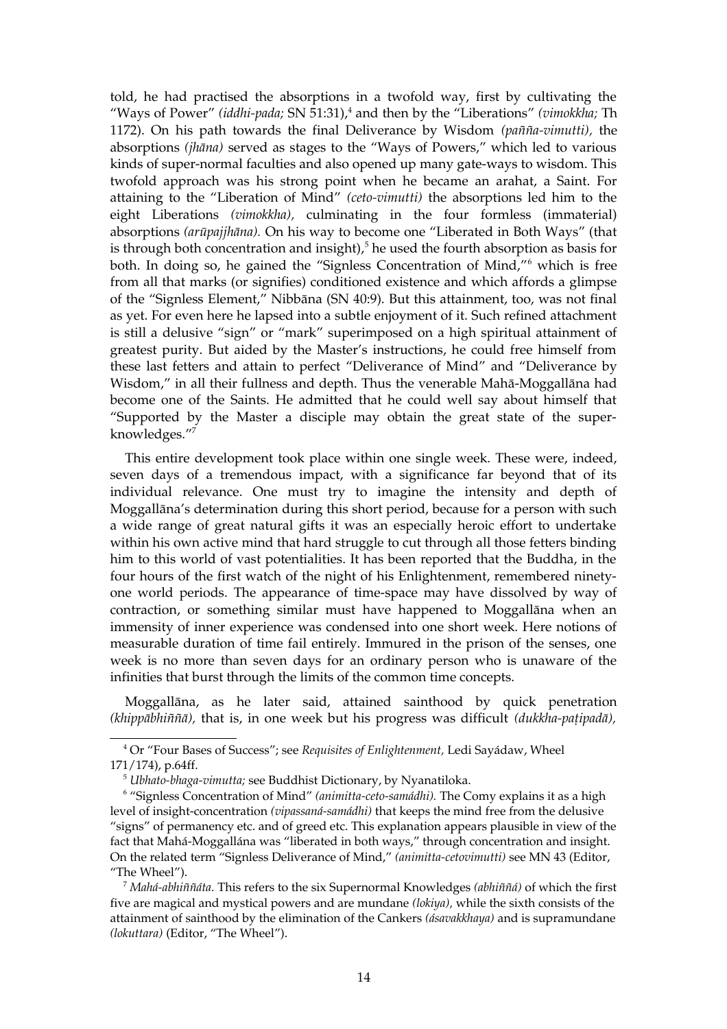told, he had practised the absorptions in a twofold way, first by cultivating the "Ways of Power" *(iddhi-pada;* SN 51:31),[4] and then by the "Liberations" *(vimokkha;* Th 1172). On his path towards the final Deliverance by Wisdom *(paññā-vimutti),* the absorptions *(jhāna)* served as stages to the "Ways of Powers," which led to various kinds of super-normal faculties and also opened up many gate-ways to wisdom. This twofold approach was his strong point when he became an arahat, a Saint. For attaining to the "Liberation of Mind" *(ceto-vimutti)* the absorptions led him to the eight Liberations *(vimokkha),* culminating in the four formless (immaterial) absorptions *(arūpajjhāna).* On his way to become one "Liberated in Both Ways" (that is through both concentration and insight),[5] he used the fourth absorption as basis for both. In doing so, he gained the "Signless Concentration of Mind,"[6] which is free from all that marks (or signifies) conditioned existence and which affords a glimpse of the "Signless Element," Nibbāna (SN 40:9). But this attainment, too, was not final as yet. For even here he lapsed into a subtle enjoyment of it. Such refined attachment is still a delusive "sign" or "mark" superimposed on a high spiritual attainment of greatest purity. But aided by the Master's instructions, he could free himself from these last fetters and attain to perfect "Deliverance of Mind" and "Deliverance by Wisdom," in all their fullness and depth. Thus the venerable Mahā-Moggallāna had become one of the Saints. He admitted that he could well say about himself that "Supported by the Master a disciple may obtain the great state of the super-knowledges."[7]

This entire development took place within one single week. These were, indeed, seven days of a tremendous impact, with a significance far beyond that of its individual relevance. One must try to imagine the intensity and depth of Moggallāna's determination during this short period, because for a person with such a wide range of great natural gifts it was an especially heroic effort to undertake within his own active mind that hard struggle to cut through all those fetters binding him to this world of vast potentialities. It has been reported that the Buddha, in the four hours of the first watch of the night of his Enlightenment, remembered ninety-one world periods. The appearance of time-space may have dissolved by way of contraction, or something similar must have happened to Moggallāna when an immensity of inner experience was condensed into one short week. Here notions of measurable duration of time fail entirely. Immured in the prison of the senses, one week is no more than seven days for an ordinary person who is unaware of the infinities that burst through the limits of the common time concepts.

Moggallāna, as he later said, attained sainthood by quick penetration *(khippābhiññā),* that is, in one week but his progress was difficult *(dukkha-paṭipadā),*

---

[4] Or "Four Bases of Success"; see *Requisites of Enlightenment,* Ledi Sayádaw, Wheel 171/174), p.64ff.

[5] *Ubhato-bhaga-vimutta;* see Buddhist Dictionary, by Nyanatiloka.

[6] "Signless Concentration of Mind" *(animitta-ceto-samádhi).* The Comy explains it as a high level of insight-concentration *(vipassaná-samádhi)* that keeps the mind free from the delusive "signs" of permanency etc. and of greed etc. This explanation appears plausible in view of the fact that Mahá-Moggallána was "liberated in both ways," through concentration and insight. On the related term "Signless Deliverance of Mind," *(animitta-cetovimutti)* see MN 43 (Editor, "The Wheel").

[7] *Mahá-abhiññáta.* This refers to the six Supernormal Knowledges *(abhiññá)* of which the first five are magical and mystical powers and are mundane *(lokiya),* while the sixth consists of the attainment of sainthood by the elimination of the Cankers *(ásavakkhaya)* and is supramundane *(lokuttara)* (Editor, "The Wheel").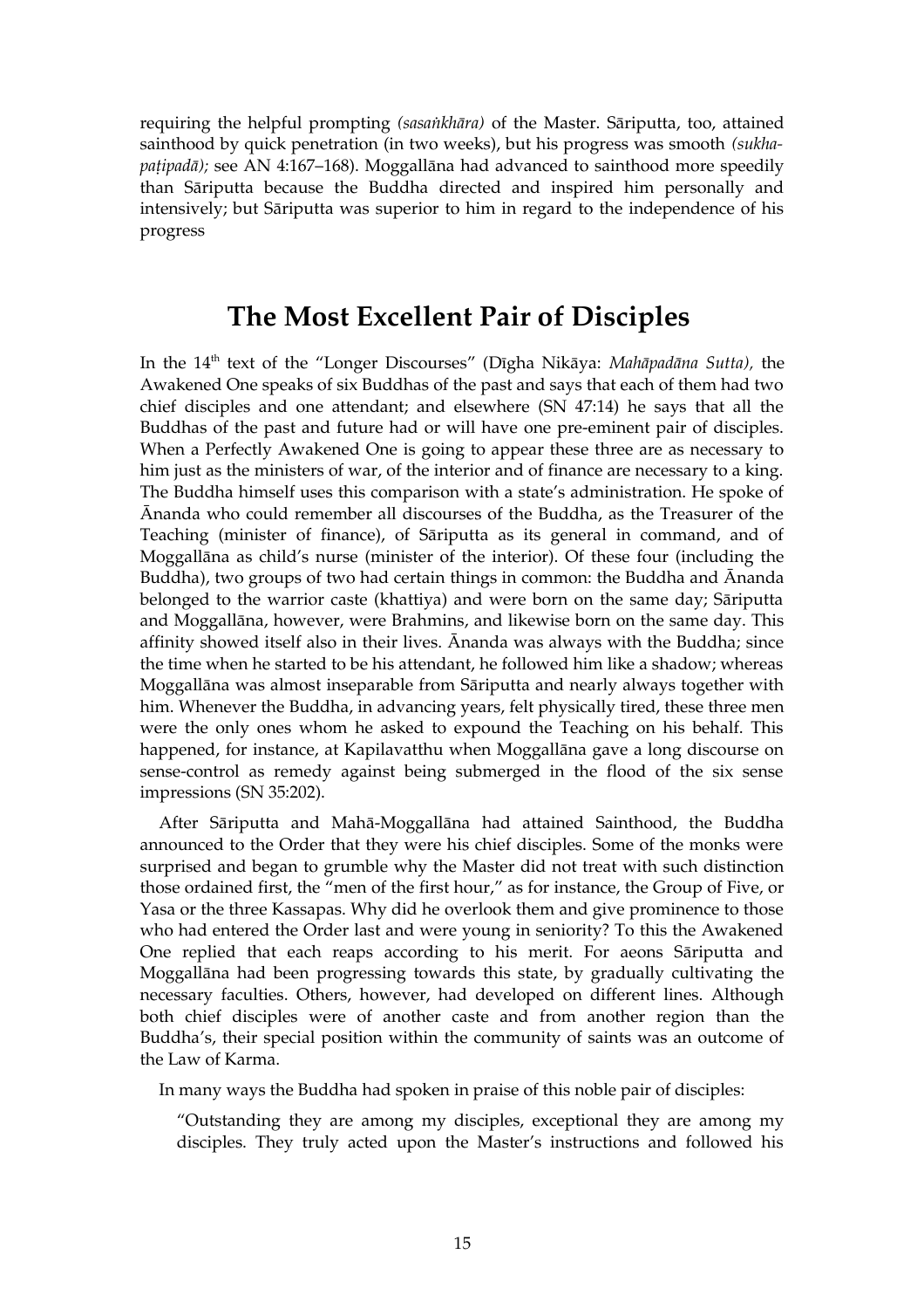requiring the helpful prompting *(sasaṅkhāra)* of the Master. Sāriputta, too, attained sainthood by quick penetration (in two weeks), but his progress was smooth *(sukha-paṭipadā);* see AN 4:167–168). Moggallāna had advanced to sainthood more speedily than Sāriputta because the Buddha directed and inspired him personally and intensively; but Sāriputta was superior to him in regard to the independence of his progress

## The Most Excellent Pair of Disciples

In the 14th text of the "Longer Discourses" (Dīgha Nikāya: *Mahāpadāna Sutta),* the Awakened One speaks of six Buddhas of the past and says that each of them had two chief disciples and one attendant; and elsewhere (SN 47:14) he says that all the Buddhas of the past and future had or will have one pre-eminent pair of disciples. When a Perfectly Awakened One is going to appear these three are as necessary to him just as the ministers of war, of the interior and of finance are necessary to a king. The Buddha himself uses this comparison with a state's administration. He spoke of Ānanda who could remember all discourses of the Buddha, as the Treasurer of the Teaching (minister of finance), of Sāriputta as its general in command, and of Moggallāna as child's nurse (minister of the interior). Of these four (including the Buddha), two groups of two had certain things in common: the Buddha and Ānanda belonged to the warrior caste (khattiya) and were born on the same day; Sāriputta and Moggallāna, however, were Brahmins, and likewise born on the same day. This affinity showed itself also in their lives. Ānanda was always with the Buddha; since the time when he started to be his attendant, he followed him like a shadow; whereas Moggallāna was almost inseparable from Sāriputta and nearly always together with him. Whenever the Buddha, in advancing years, felt physically tired, these three men were the only ones whom he asked to expound the Teaching on his behalf. This happened, for instance, at Kapilavatthu when Moggallāna gave a long discourse on sense-control as remedy against being submerged in the flood of the six sense impressions (SN 35:202).

After Sāriputta and Mahā-Moggallāna had attained Sainthood, the Buddha announced to the Order that they were his chief disciples. Some of the monks were surprised and began to grumble why the Master did not treat with such distinction those ordained first, the "men of the first hour," as for instance, the Group of Five, or Yasa or the three Kassapas. Why did he overlook them and give prominence to those who had entered the Order last and were young in seniority? To this the Awakened One replied that each reaps according to his merit. For aeons Sāriputta and Moggallāna had been progressing towards this state, by gradually cultivating the necessary faculties. Others, however, had developed on different lines. Although both chief disciples were of another caste and from another region than the Buddha's, their special position within the community of saints was an outcome of the Law of Karma.

In many ways the Buddha had spoken in praise of this noble pair of disciples:

> "Outstanding they are among my disciples, exceptional they are among my disciples. They truly acted upon the Master's instructions and followed his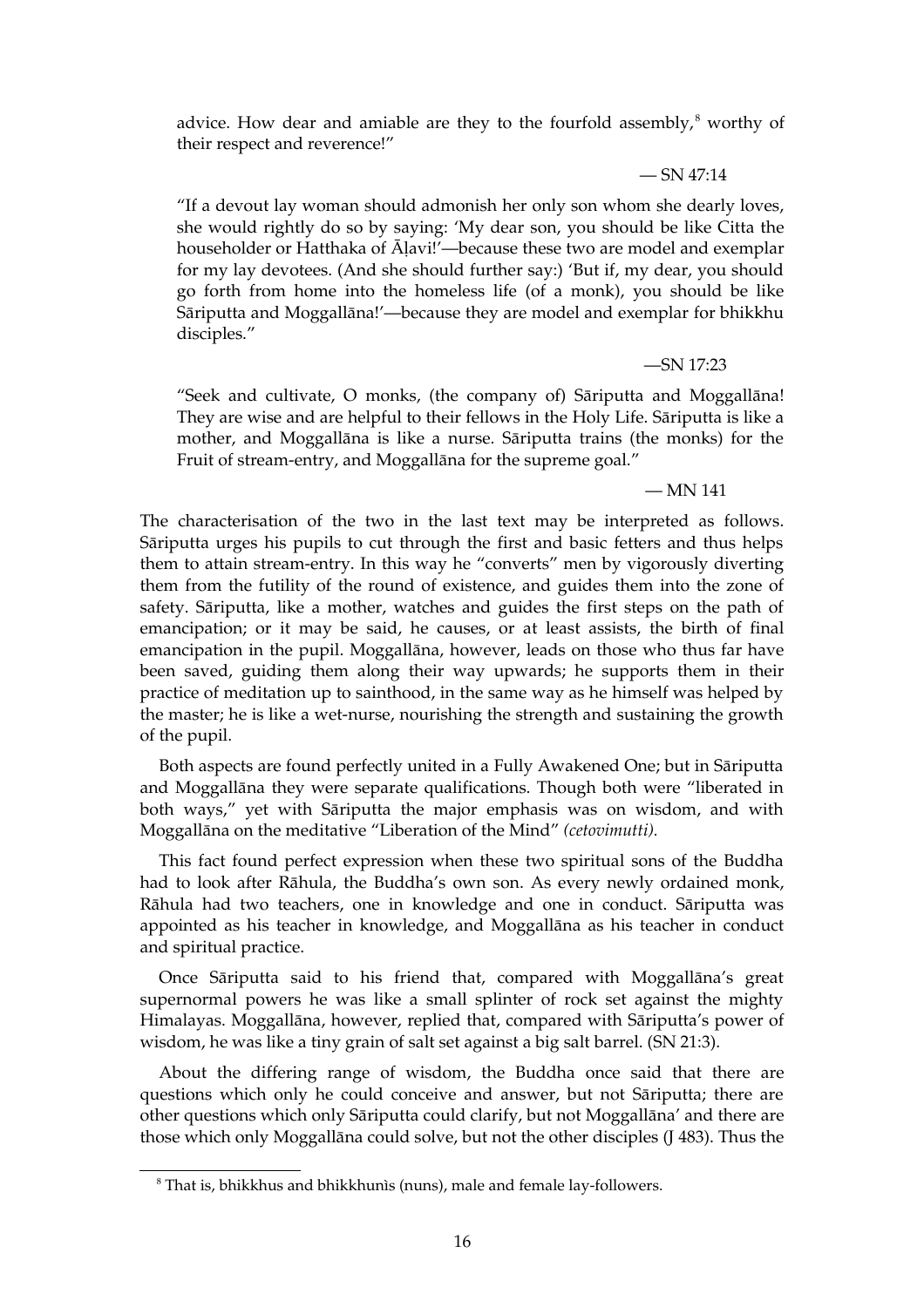advice. How dear and amiable are they to the fourfold assembly,[8] worthy of their respect and reverence!"

— SN 47:14

"If a devout lay woman should admonish her only son whom she dearly loves, she would rightly do so by saying: 'My dear son, you should be like Citta the householder or Hatthaka of Āḷavi!'—because these two are model and exemplar for my lay devotees. (And she should further say:) 'But if, my dear, you should go forth from home into the homeless life (of a monk), you should be like Sāriputta and Moggallāna!'—because they are model and exemplar for bhikkhu disciples."

—SN 17:23

"Seek and cultivate, O monks, (the company of) Sāriputta and Moggallāna! They are wise and are helpful to their fellows in the Holy Life. Sāriputta is like a mother, and Moggallāna is like a nurse. Sāriputta trains (the monks) for the Fruit of stream-entry, and Moggallāna for the supreme goal."

— MN 141

The characterisation of the two in the last text may be interpreted as follows. Sāriputta urges his pupils to cut through the first and basic fetters and thus helps them to attain stream-entry. In this way he "converts" men by vigorously diverting them from the futility of the round of existence, and guides them into the zone of safety. Sāriputta, like a mother, watches and guides the first steps on the path of emancipation; or it may be said, he causes, or at least assists, the birth of final emancipation in the pupil. Moggallāna, however, leads on those who thus far have been saved, guiding them along their way upwards; he supports them in their practice of meditation up to sainthood, in the same way as he himself was helped by the master; he is like a wet-nurse, nourishing the strength and sustaining the growth of the pupil.

Both aspects are found perfectly united in a Fully Awakened One; but in Sāriputta and Moggallāna they were separate qualifications. Though both were "liberated in both ways," yet with Sāriputta the major emphasis was on wisdom, and with Moggallāna on the meditative "Liberation of the Mind" *(cetovimutti).*

This fact found perfect expression when these two spiritual sons of the Buddha had to look after Rāhula, the Buddha's own son. As every newly ordained monk, Rāhula had two teachers, one in knowledge and one in conduct. Sāriputta was appointed as his teacher in knowledge, and Moggallāna as his teacher in conduct and spiritual practice.

Once Sāriputta said to his friend that, compared with Moggallāna's great supernormal powers he was like a small splinter of rock set against the mighty Himalayas. Moggallāna, however, replied that, compared with Sāriputta's power of wisdom, he was like a tiny grain of salt set against a big salt barrel. (SN 21:3).

About the differing range of wisdom, the Buddha once said that there are questions which only he could conceive and answer, but not Sāriputta; there are other questions which only Sāriputta could clarify, but not Moggallāna' and there are those which only Moggallāna could solve, but not the other disciples (J 483). Thus the

[8] That is, bhikkhus and bhikkhunìs (nuns), male and female lay-followers.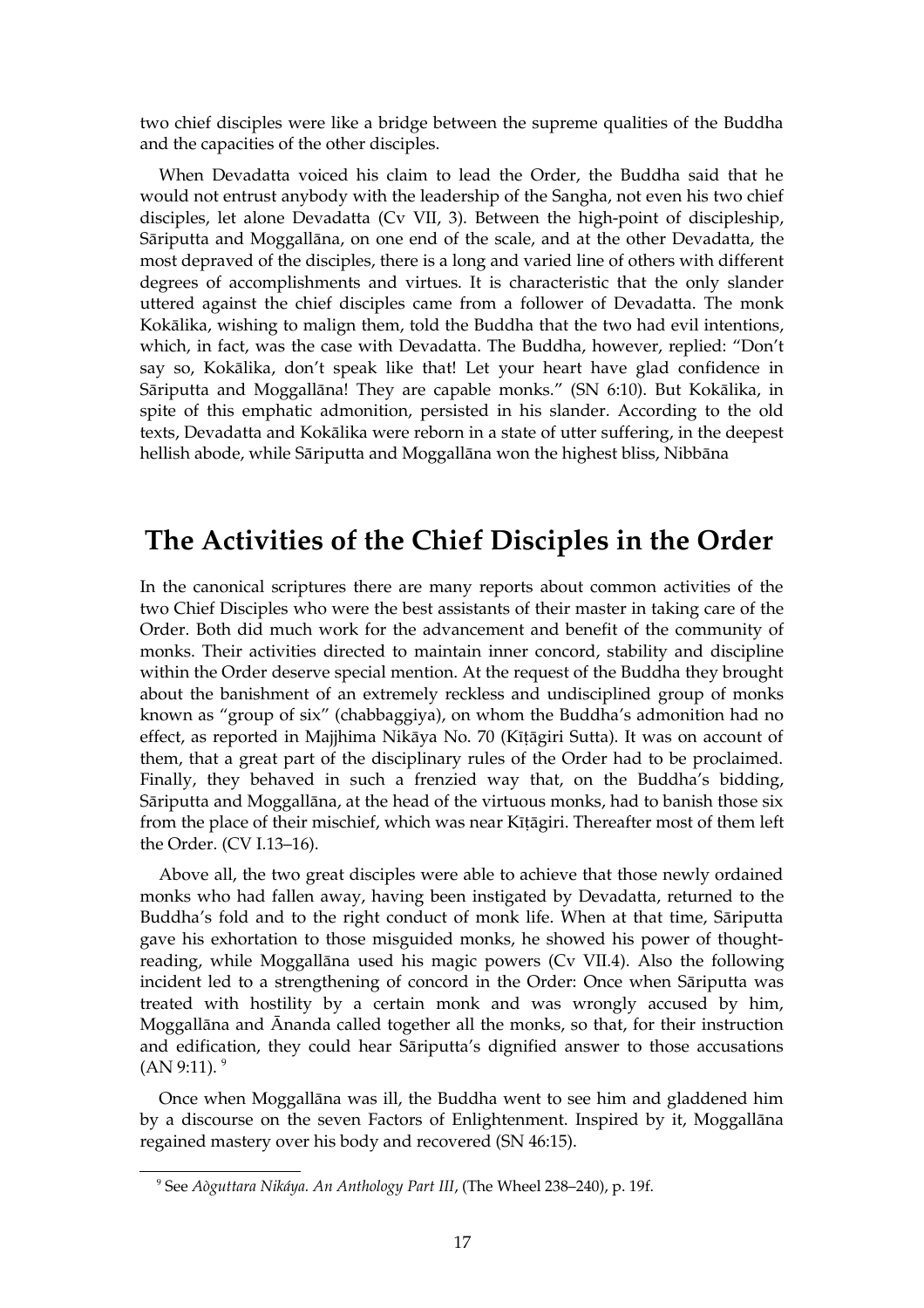two chief disciples were like a bridge between the supreme qualities of the Buddha and the capacities of the other disciples.

When Devadatta voiced his claim to lead the Order, the Buddha said that he would not entrust anybody with the leadership of the Sangha, not even his two chief disciples, let alone Devadatta (Cv VII, 3). Between the high-point of discipleship, Sāriputta and Moggallāna, on one end of the scale, and at the other Devadatta, the most depraved of the disciples, there is a long and varied line of others with different degrees of accomplishments and virtues. It is characteristic that the only slander uttered against the chief disciples came from a follower of Devadatta. The monk Kokālika, wishing to malign them, told the Buddha that the two had evil intentions, which, in fact, was the case with Devadatta. The Buddha, however, replied: "Don't say so, Kokālika, don't speak like that! Let your heart have glad confidence in Sāriputta and Moggallāna! They are capable monks." (SN 6:10). But Kokālika, in spite of this emphatic admonition, persisted in his slander. According to the old texts, Devadatta and Kokālika were reborn in a state of utter suffering, in the deepest hellish abode, while Sāriputta and Moggallāna won the highest bliss, Nibbāna

## The Activities of the Chief Disciples in the Order

In the canonical scriptures there are many reports about common activities of the two Chief Disciples who were the best assistants of their master in taking care of the Order. Both did much work for the advancement and benefit of the community of monks. Their activities directed to maintain inner concord, stability and discipline within the Order deserve special mention. At the request of the Buddha they brought about the banishment of an extremely reckless and undisciplined group of monks known as "group of six" (chabbaggiya), on whom the Buddha's admonition had no effect, as reported in Majjhima Nikāya No. 70 (Kīṭāgiri Sutta). It was on account of them, that a great part of the disciplinary rules of the Order had to be proclaimed. Finally, they behaved in such a frenzied way that, on the Buddha's bidding, Sāriputta and Moggallāna, at the head of the virtuous monks, had to banish those six from the place of their mischief, which was near Kīṭāgiri. Thereafter most of them left the Order. (CV I.13–16).

Above all, the two great disciples were able to achieve that those newly ordained monks who had fallen away, having been instigated by Devadatta, returned to the Buddha's fold and to the right conduct of monk life. When at that time, Sāriputta gave his exhortation to those misguided monks, he showed his power of thought-reading, while Moggallāna used his magic powers (Cv VII.4). Also the following incident led to a strengthening of concord in the Order: Once when Sāriputta was treated with hostility by a certain monk and was wrongly accused by him, Moggallāna and Ānanda called together all the monks, so that, for their instruction and edification, they could hear Sāriputta's dignified answer to those accusations (AN 9:11). [9]

Once when Moggallāna was ill, the Buddha went to see him and gladdened him by a discourse on the seven Factors of Enlightenment. Inspired by it, Moggallāna regained mastery over his body and recovered (SN 46:15).

---

[9] See *Aòguttara Nikáya. An Anthology Part III*, (The Wheel 238–240), p. 19f.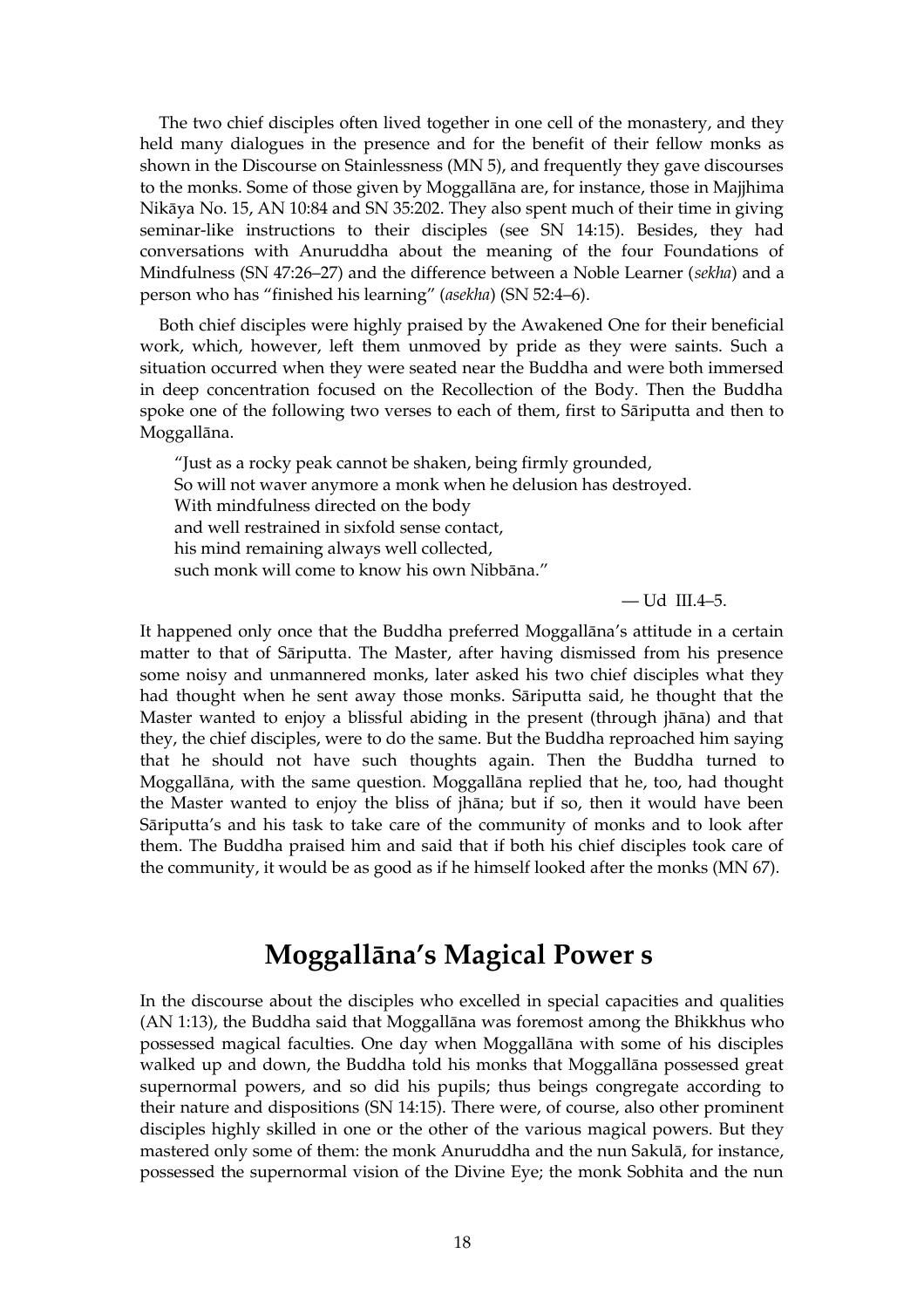The two chief disciples often lived together in one cell of the monastery, and they held many dialogues in the presence and for the benefit of their fellow monks as shown in the Discourse on Stainlessness (MN 5), and frequently they gave discourses to the monks. Some of those given by Moggallāna are, for instance, those in Majjhima Nikāya No. 15, AN 10:84 and SN 35:202. They also spent much of their time in giving seminar-like instructions to their disciples (see SN 14:15). Besides, they had conversations with Anuruddha about the meaning of the four Foundations of Mindfulness (SN 47:26–27) and the difference between a Noble Learner (*sekha*) and a person who has "finished his learning" (*asekha*) (SN 52:4–6).

Both chief disciples were highly praised by the Awakened One for their beneficial work, which, however, left them unmoved by pride as they were saints. Such a situation occurred when they were seated near the Buddha and were both immersed in deep concentration focused on the Recollection of the Body. Then the Buddha spoke one of the following two verses to each of them, first to Sāriputta and then to Moggallāna.

> "Just as a rocky peak cannot be shaken, being firmly grounded,
> So will not waver anymore a monk when he delusion has destroyed.
> With mindfulness directed on the body
> and well restrained in sixfold sense contact,
> his mind remaining always well collected,
> such monk will come to know his own Nibbāna."
>
> — Ud III.4–5.

It happened only once that the Buddha preferred Moggallāna's attitude in a certain matter to that of Sāriputta. The Master, after having dismissed from his presence some noisy and unmannered monks, later asked his two chief disciples what they had thought when he sent away those monks. Sāriputta said, he thought that the Master wanted to enjoy a blissful abiding in the present (through jhāna) and that they, the chief disciples, were to do the same. But the Buddha reproached him saying that he should not have such thoughts again. Then the Buddha turned to Moggallāna, with the same question. Moggallāna replied that he, too, had thought the Master wanted to enjoy the bliss of jhāna; but if so, then it would have been Sāriputta's and his task to take care of the community of monks and to look after them. The Buddha praised him and said that if both his chief disciples took care of the community, it would be as good as if he himself looked after the monks (MN 67).

## Moggallāna's Magical Power s

In the discourse about the disciples who excelled in special capacities and qualities (AN 1:13), the Buddha said that Moggallāna was foremost among the Bhikkhus who possessed magical faculties. One day when Moggallāna with some of his disciples walked up and down, the Buddha told his monks that Moggallāna possessed great supernormal powers, and so did his pupils; thus beings congregate according to their nature and dispositions (SN 14:15). There were, of course, also other prominent disciples highly skilled in one or the other of the various magical powers. But they mastered only some of them: the monk Anuruddha and the nun Sakulā, for instance, possessed the supernormal vision of the Divine Eye; the monk Sobhita and the nun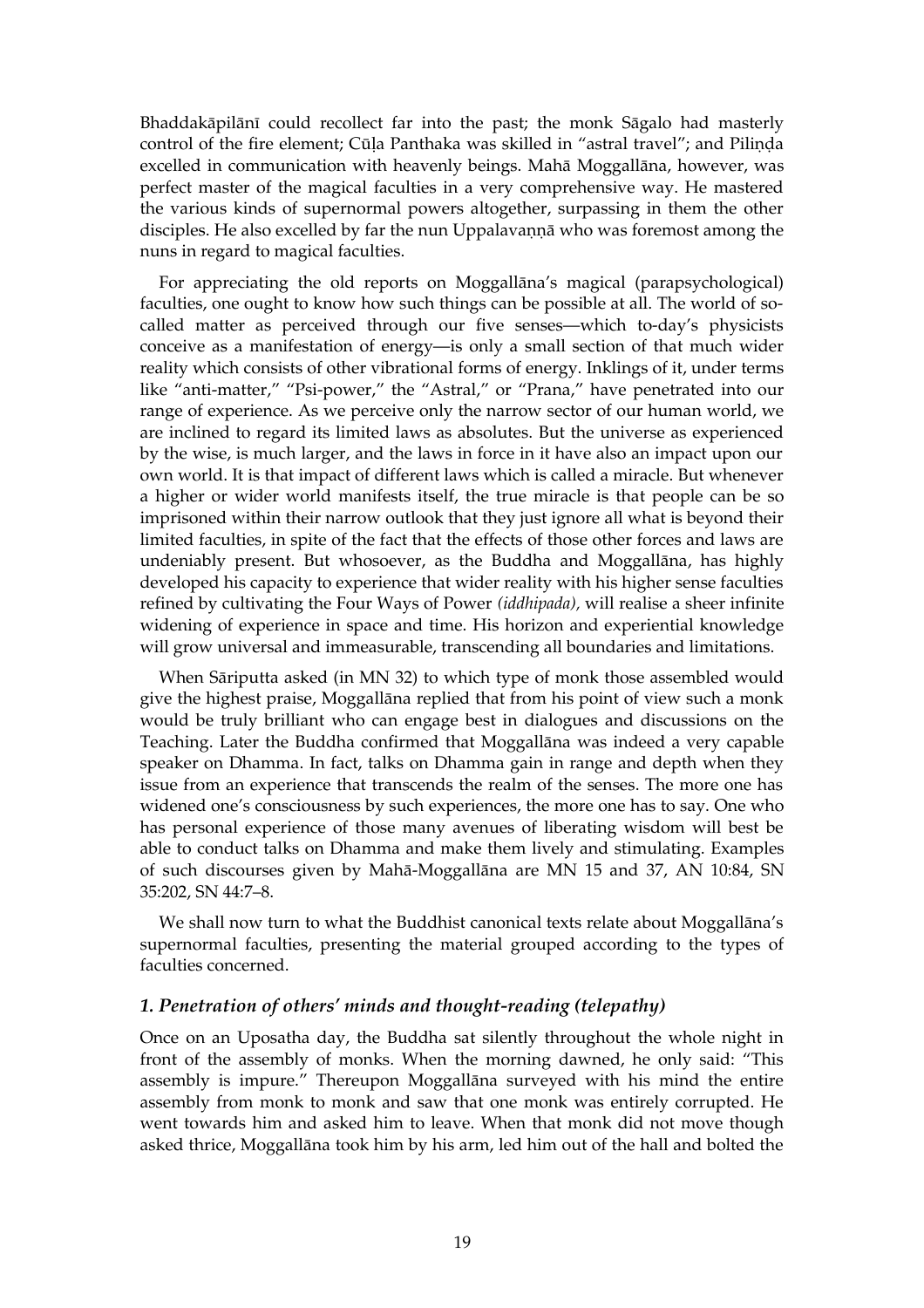Bhaddakāpilānī could recollect far into the past; the monk Sāgalo had masterly control of the fire element; Cūḷa Panthaka was skilled in "astral travel"; and Piliṇḍa excelled in communication with heavenly beings. Mahā Moggallāna, however, was perfect master of the magical faculties in a very comprehensive way. He mastered the various kinds of supernormal powers altogether, surpassing in them the other disciples. He also excelled by far the nun Uppalavaṇṇā who was foremost among the nuns in regard to magical faculties.

For appreciating the old reports on Moggallāna's magical (parapsychological) faculties, one ought to know how such things can be possible at all. The world of so-called matter as perceived through our five senses—which to-day's physicists conceive as a manifestation of energy—is only a small section of that much wider reality which consists of other vibrational forms of energy. Inklings of it, under terms like "anti-matter," "Psi-power," the "Astral," or "Prana," have penetrated into our range of experience. As we perceive only the narrow sector of our human world, we are inclined to regard its limited laws as absolutes. But the universe as experienced by the wise, is much larger, and the laws in force in it have also an impact upon our own world. It is that impact of different laws which is called a miracle. But whenever a higher or wider world manifests itself, the true miracle is that people can be so imprisoned within their narrow outlook that they just ignore all what is beyond their limited faculties, in spite of the fact that the effects of those other forces and laws are undeniably present. But whosoever, as the Buddha and Moggallāna, has highly developed his capacity to experience that wider reality with his higher sense faculties refined by cultivating the Four Ways of Power *(iddhipada),* will realise a sheer infinite widening of experience in space and time. His horizon and experiential knowledge will grow universal and immeasurable, transcending all boundaries and limitations.

When Sāriputta asked (in MN 32) to which type of monk those assembled would give the highest praise, Moggallāna replied that from his point of view such a monk would be truly brilliant who can engage best in dialogues and discussions on the Teaching. Later the Buddha confirmed that Moggallāna was indeed a very capable speaker on Dhamma. In fact, talks on Dhamma gain in range and depth when they issue from an experience that transcends the realm of the senses. The more one has widened one's consciousness by such experiences, the more one has to say. One who has personal experience of those many avenues of liberating wisdom will best be able to conduct talks on Dhamma and make them lively and stimulating. Examples of such discourses given by Mahā-Moggallāna are MN 15 and 37, AN 10:84, SN 35:202, SN 44:7–8.

We shall now turn to what the Buddhist canonical texts relate about Moggallāna's supernormal faculties, presenting the material grouped according to the types of faculties concerned.

### *1. Penetration of others' minds and thought-reading (telepathy)*

Once on an Uposatha day, the Buddha sat silently throughout the whole night in front of the assembly of monks. When the morning dawned, he only said: "This assembly is impure." Thereupon Moggallāna surveyed with his mind the entire assembly from monk to monk and saw that one monk was entirely corrupted. He went towards him and asked him to leave. When that monk did not move though asked thrice, Moggallāna took him by his arm, led him out of the hall and bolted the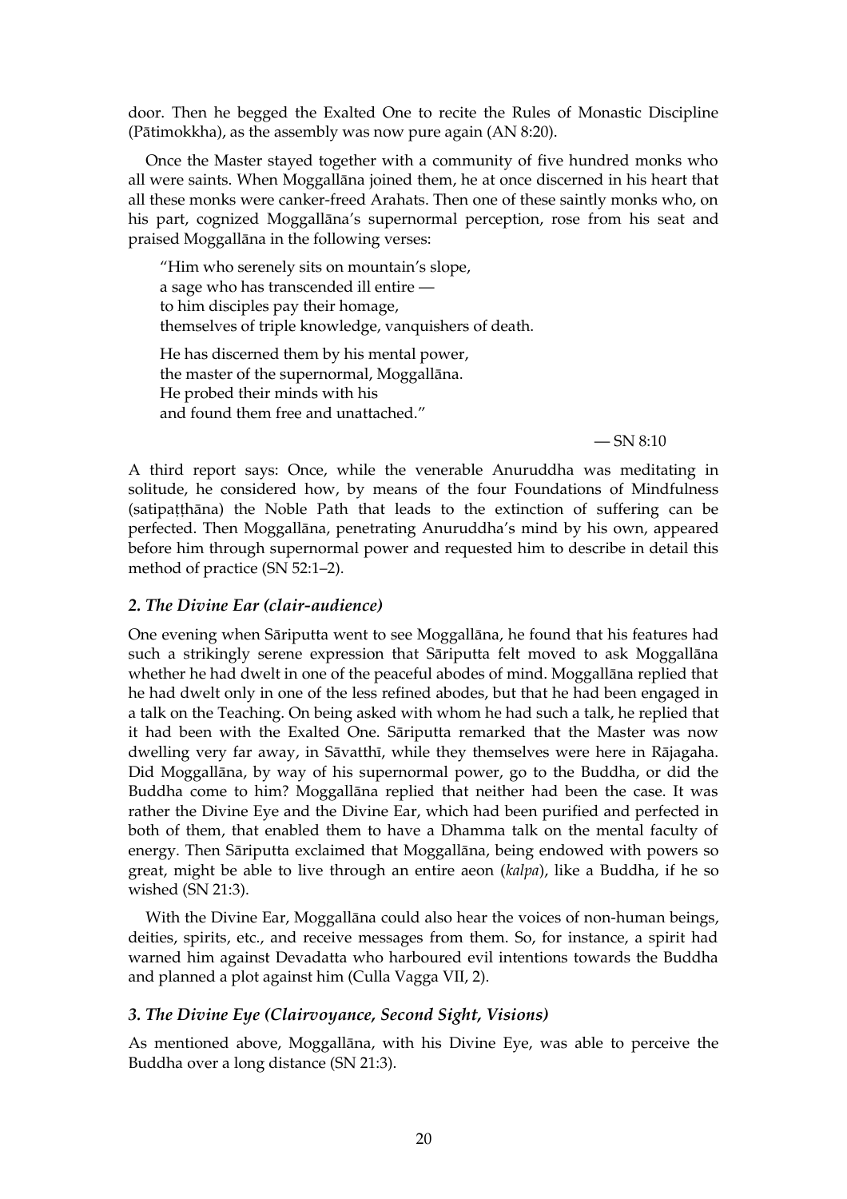door. Then he begged the Exalted One to recite the Rules of Monastic Discipline (Pātimokkha), as the assembly was now pure again (AN 8:20).

Once the Master stayed together with a community of five hundred monks who all were saints. When Moggallāna joined them, he at once discerned in his heart that all these monks were canker-freed Arahats. Then one of these saintly monks who, on his part, cognized Moggallāna's supernormal perception, rose from his seat and praised Moggallāna in the following verses:

> "Him who serenely sits on mountain's slope,
> a sage who has transcended ill entire —
> to him disciples pay their homage,
> themselves of triple knowledge, vanquishers of death.
>
> He has discerned them by his mental power,
> the master of the supernormal, Moggallāna.
> He probed their minds with his
> and found them free and unattached."
>
> — SN 8:10

A third report says: Once, while the venerable Anuruddha was meditating in solitude, he considered how, by means of the four Foundations of Mindfulness (satipaṭṭhāna) the Noble Path that leads to the extinction of suffering can be perfected. Then Moggallāna, penetrating Anuruddha's mind by his own, appeared before him through supernormal power and requested him to describe in detail this method of practice (SN 52:1–2).

### *2. The Divine Ear (clair-audience)*

One evening when Sāriputta went to see Moggallāna, he found that his features had such a strikingly serene expression that Sāriputta felt moved to ask Moggallāna whether he had dwelt in one of the peaceful abodes of mind. Moggallāna replied that he had dwelt only in one of the less refined abodes, but that he had been engaged in a talk on the Teaching. On being asked with whom he had such a talk, he replied that it had been with the Exalted One. Sāriputta remarked that the Master was now dwelling very far away, in Sāvatthī, while they themselves were here in Rājagaha. Did Moggallāna, by way of his supernormal power, go to the Buddha, or did the Buddha come to him? Moggallāna replied that neither had been the case. It was rather the Divine Eye and the Divine Ear, which had been purified and perfected in both of them, that enabled them to have a Dhamma talk on the mental faculty of energy. Then Sāriputta exclaimed that Moggallāna, being endowed with powers so great, might be able to live through an entire aeon (*kalpa*), like a Buddha, if he so wished (SN 21:3).

With the Divine Ear, Moggallāna could also hear the voices of non-human beings, deities, spirits, etc., and receive messages from them. So, for instance, a spirit had warned him against Devadatta who harboured evil intentions towards the Buddha and planned a plot against him (Culla Vagga VII, 2).

### *3. The Divine Eye (Clairvoyance, Second Sight, Visions)*

As mentioned above, Moggallāna, with his Divine Eye, was able to perceive the Buddha over a long distance (SN 21:3).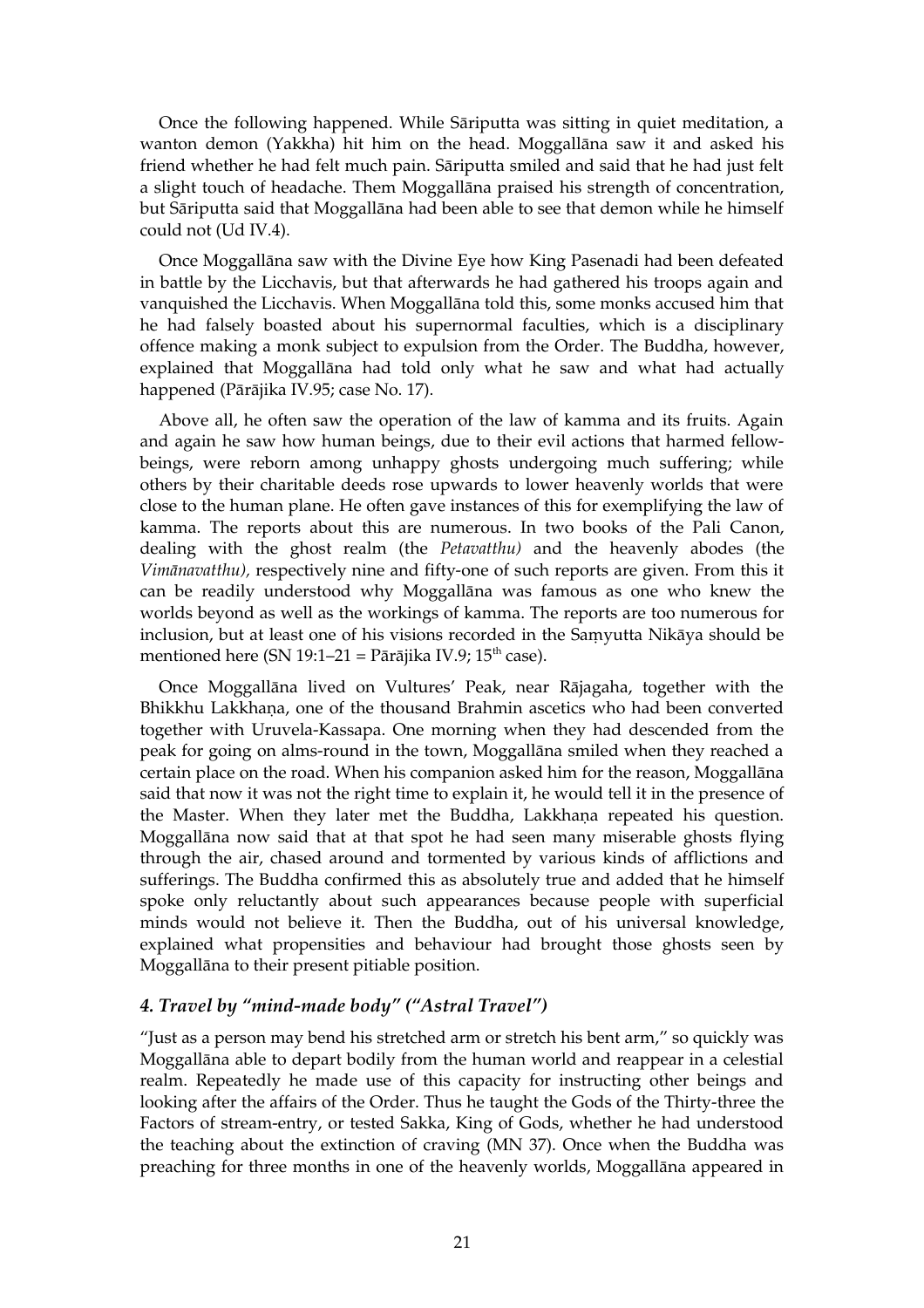Once the following happened. While Sāriputta was sitting in quiet meditation, a wanton demon (Yakkha) hit him on the head. Moggallāna saw it and asked his friend whether he had felt much pain. Sāriputta smiled and said that he had just felt a slight touch of headache. Them Moggallāna praised his strength of concentration, but Sāriputta said that Moggallāna had been able to see that demon while he himself could not (Ud IV.4).

Once Moggallāna saw with the Divine Eye how King Pasenadi had been defeated in battle by the Licchavis, but that afterwards he had gathered his troops again and vanquished the Licchavis. When Moggallāna told this, some monks accused him that he had falsely boasted about his supernormal faculties, which is a disciplinary offence making a monk subject to expulsion from the Order. The Buddha, however, explained that Moggallāna had told only what he saw and what had actually happened (Pārājika IV.95; case No. 17).

Above all, he often saw the operation of the law of kamma and its fruits. Again and again he saw how human beings, due to their evil actions that harmed fellow-beings, were reborn among unhappy ghosts undergoing much suffering; while others by their charitable deeds rose upwards to lower heavenly worlds that were close to the human plane. He often gave instances of this for exemplifying the law of kamma. The reports about this are numerous. In two books of the Pali Canon, dealing with the ghost realm (the *Petavatthu)* and the heavenly abodes (the *Vimānavatthu),* respectively nine and fifty-one of such reports are given. From this it can be readily understood why Moggallāna was famous as one who knew the worlds beyond as well as the workings of kamma. The reports are too numerous for inclusion, but at least one of his visions recorded in the Saṃyutta Nikāya should be mentioned here (SN 19:1–21 = Pārājika IV.9; 15th case).

Once Moggallāna lived on Vultures' Peak, near Rājagaha, together with the Bhikkhu Lakkhaṇa, one of the thousand Brahmin ascetics who had been converted together with Uruvela-Kassapa. One morning when they had descended from the peak for going on alms-round in the town, Moggallāna smiled when they reached a certain place on the road. When his companion asked him for the reason, Moggallāna said that now it was not the right time to explain it, he would tell it in the presence of the Master. When they later met the Buddha, Lakkhaṇa repeated his question. Moggallāna now said that at that spot he had seen many miserable ghosts flying through the air, chased around and tormented by various kinds of afflictions and sufferings. The Buddha confirmed this as absolutely true and added that he himself spoke only reluctantly about such appearances because people with superficial minds would not believe it. Then the Buddha, out of his universal knowledge, explained what propensities and behaviour had brought those ghosts seen by Moggallāna to their present pitiable position.

### *4. Travel by "mind-made body" ("Astral Travel")*

"Just as a person may bend his stretched arm or stretch his bent arm," so quickly was Moggallāna able to depart bodily from the human world and reappear in a celestial realm. Repeatedly he made use of this capacity for instructing other beings and looking after the affairs of the Order. Thus he taught the Gods of the Thirty-three the Factors of stream-entry, or tested Sakka, King of Gods, whether he had understood the teaching about the extinction of craving (MN 37). Once when the Buddha was preaching for three months in one of the heavenly worlds, Moggallāna appeared in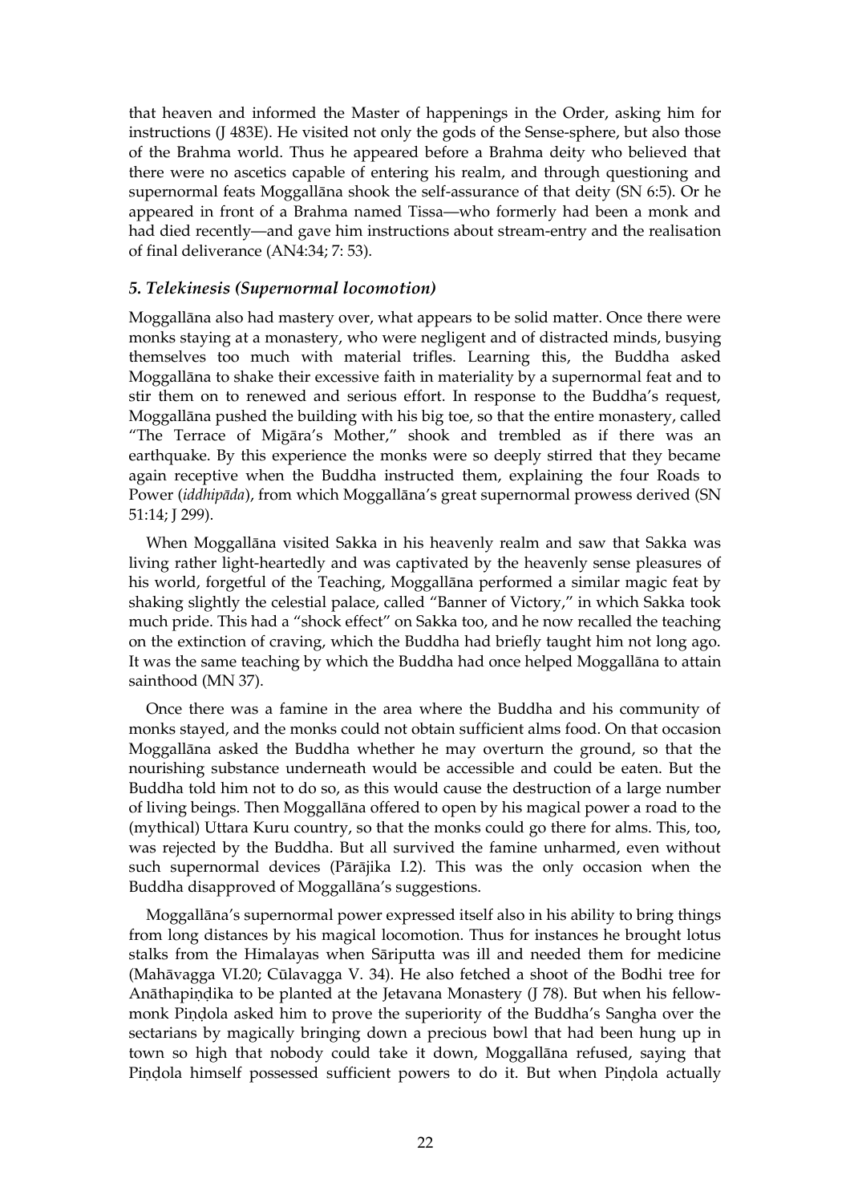that heaven and informed the Master of happenings in the Order, asking him for instructions (J 483E). He visited not only the gods of the Sense-sphere, but also those of the Brahma world. Thus he appeared before a Brahma deity who believed that there were no ascetics capable of entering his realm, and through questioning and supernormal feats Moggallāna shook the self-assurance of that deity (SN 6:5). Or he appeared in front of a Brahma named Tissa—who formerly had been a monk and had died recently—and gave him instructions about stream-entry and the realisation of final deliverance (AN4:34; 7: 53).

### *5. Telekinesis (Supernormal locomotion)*

Moggallāna also had mastery over, what appears to be solid matter. Once there were monks staying at a monastery, who were negligent and of distracted minds, busying themselves too much with material trifles. Learning this, the Buddha asked Moggallāna to shake their excessive faith in materiality by a supernormal feat and to stir them on to renewed and serious effort. In response to the Buddha's request, Moggallāna pushed the building with his big toe, so that the entire monastery, called "The Terrace of Migāra's Mother," shook and trembled as if there was an earthquake. By this experience the monks were so deeply stirred that they became again receptive when the Buddha instructed them, explaining the four Roads to Power (*iddhipāda*), from which Moggallāna's great supernormal prowess derived (SN 51:14; J 299).

When Moggallāna visited Sakka in his heavenly realm and saw that Sakka was living rather light-heartedly and was captivated by the heavenly sense pleasures of his world, forgetful of the Teaching, Moggallāna performed a similar magic feat by shaking slightly the celestial palace, called "Banner of Victory," in which Sakka took much pride. This had a "shock effect" on Sakka too, and he now recalled the teaching on the extinction of craving, which the Buddha had briefly taught him not long ago. It was the same teaching by which the Buddha had once helped Moggallāna to attain sainthood (MN 37).

Once there was a famine in the area where the Buddha and his community of monks stayed, and the monks could not obtain sufficient alms food. On that occasion Moggallāna asked the Buddha whether he may overturn the ground, so that the nourishing substance underneath would be accessible and could be eaten. But the Buddha told him not to do so, as this would cause the destruction of a large number of living beings. Then Moggallāna offered to open by his magical power a road to the (mythical) Uttara Kuru country, so that the monks could go there for alms. This, too, was rejected by the Buddha. But all survived the famine unharmed, even without such supernormal devices (Pārājika I.2). This was the only occasion when the Buddha disapproved of Moggallāna's suggestions.

Moggallāna's supernormal power expressed itself also in his ability to bring things from long distances by his magical locomotion. Thus for instances he brought lotus stalks from the Himalayas when Sāriputta was ill and needed them for medicine (Mahāvagga VI.20; Cūlavagga V. 34). He also fetched a shoot of the Bodhi tree for Anāthapiṇḍika to be planted at the Jetavana Monastery (J 78). But when his fellow-monk Piṇḍola asked him to prove the superiority of the Buddha's Sangha over the sectarians by magically bringing down a precious bowl that had been hung up in town so high that nobody could take it down, Moggallāna refused, saying that Piṇḍola himself possessed sufficient powers to do it. But when Piṇḍola actually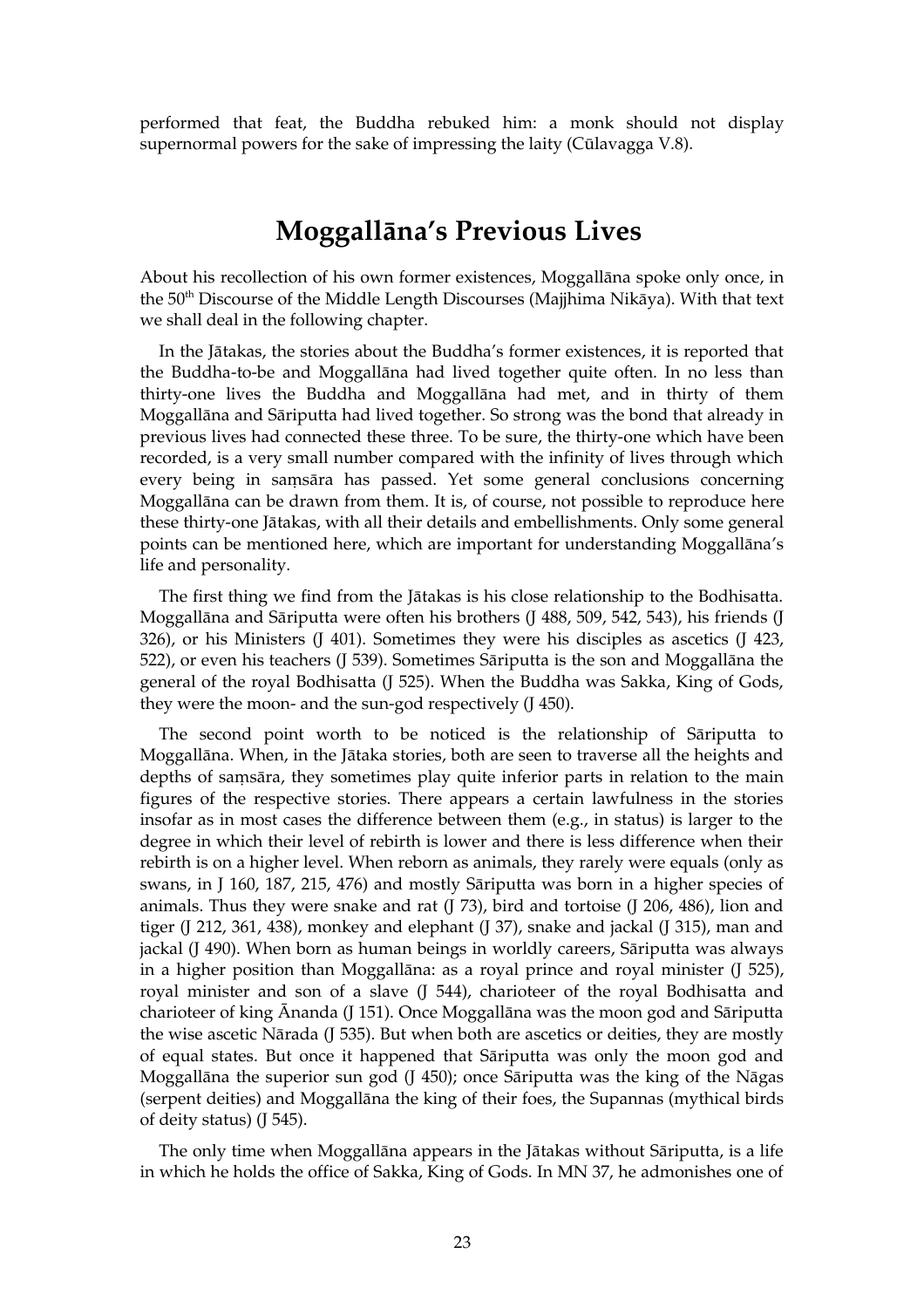performed that feat, the Buddha rebuked him: a monk should not display supernormal powers for the sake of impressing the laity (Cūlavagga V.8).

## Moggallāna's Previous Lives

About his recollection of his own former existences, Moggallāna spoke only once, in the 50th Discourse of the Middle Length Discourses (Majjhima Nikāya). With that text we shall deal in the following chapter.

In the Jātakas, the stories about the Buddha's former existences, it is reported that the Buddha-to-be and Moggallāna had lived together quite often. In no less than thirty-one lives the Buddha and Moggallāna had met, and in thirty of them Moggallāna and Sāriputta had lived together. So strong was the bond that already in previous lives had connected these three. To be sure, the thirty-one which have been recorded, is a very small number compared with the infinity of lives through which every being in saṃsāra has passed. Yet some general conclusions concerning Moggallāna can be drawn from them. It is, of course, not possible to reproduce here these thirty-one Jātakas, with all their details and embellishments. Only some general points can be mentioned here, which are important for understanding Moggallāna's life and personality.

The first thing we find from the Jātakas is his close relationship to the Bodhisatta. Moggallāna and Sāriputta were often his brothers (J 488, 509, 542, 543), his friends (J 326), or his Ministers (J 401). Sometimes they were his disciples as ascetics (J 423, 522), or even his teachers (J 539). Sometimes Sāriputta is the son and Moggallāna the general of the royal Bodhisatta (J 525). When the Buddha was Sakka, King of Gods, they were the moon- and the sun-god respectively (J 450).

The second point worth to be noticed is the relationship of Sāriputta to Moggallāna. When, in the Jātaka stories, both are seen to traverse all the heights and depths of saṃsāra, they sometimes play quite inferior parts in relation to the main figures of the respective stories. There appears a certain lawfulness in the stories insofar as in most cases the difference between them (e.g., in status) is larger to the degree in which their level of rebirth is lower and there is less difference when their rebirth is on a higher level. When reborn as animals, they rarely were equals (only as swans, in J 160, 187, 215, 476) and mostly Sāriputta was born in a higher species of animals. Thus they were snake and rat (J 73), bird and tortoise (J 206, 486), lion and tiger (J 212, 361, 438), monkey and elephant (J 37), snake and jackal (J 315), man and jackal (J 490). When born as human beings in worldly careers, Sāriputta was always in a higher position than Moggallāna: as a royal prince and royal minister (J 525), royal minister and son of a slave (J 544), charioteer of the royal Bodhisatta and charioteer of king Ānanda (J 151). Once Moggallāna was the moon god and Sāriputta the wise ascetic Nārada (J 535). But when both are ascetics or deities, they are mostly of equal states. But once it happened that Sāriputta was only the moon god and Moggallāna the superior sun god (J 450); once Sāriputta was the king of the Nāgas (serpent deities) and Moggallāna the king of their foes, the Supannas (mythical birds of deity status) (J 545).

The only time when Moggallāna appears in the Jātakas without Sāriputta, is a life in which he holds the office of Sakka, King of Gods. In MN 37, he admonishes one of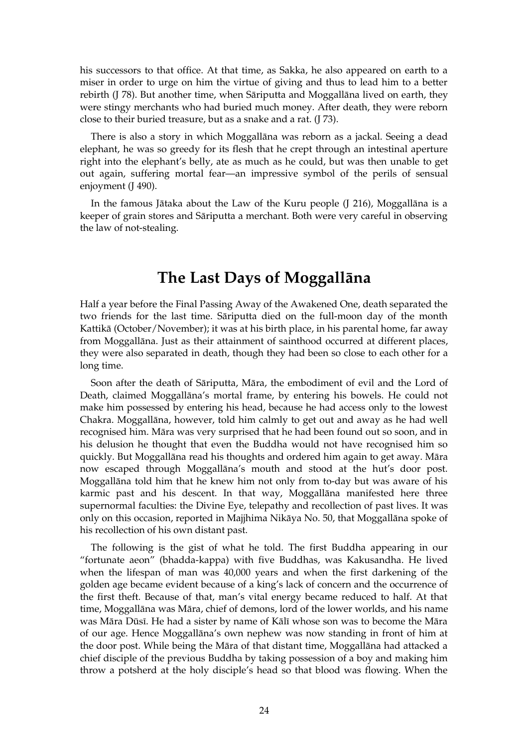his successors to that office. At that time, as Sakka, he also appeared on earth to a miser in order to urge on him the virtue of giving and thus to lead him to a better rebirth (J 78). But another time, when Sāriputta and Moggallāna lived on earth, they were stingy merchants who had buried much money. After death, they were reborn close to their buried treasure, but as a snake and a rat. (J 73).

There is also a story in which Moggallāna was reborn as a jackal. Seeing a dead elephant, he was so greedy for its flesh that he crept through an intestinal aperture right into the elephant's belly, ate as much as he could, but was then unable to get out again, suffering mortal fear—an impressive symbol of the perils of sensual enjoyment (J 490).

In the famous Jātaka about the Law of the Kuru people (J 216), Moggallāna is a keeper of grain stores and Sāriputta a merchant. Both were very careful in observing the law of not-stealing.

# The Last Days of Moggallāna

Half a year before the Final Passing Away of the Awakened One, death separated the two friends for the last time. Sāriputta died on the full-moon day of the month Kattikā (October/November); it was at his birth place, in his parental home, far away from Moggallāna. Just as their attainment of sainthood occurred at different places, they were also separated in death, though they had been so close to each other for a long time.

Soon after the death of Sāriputta, Māra, the embodiment of evil and the Lord of Death, claimed Moggallāna's mortal frame, by entering his bowels. He could not make him possessed by entering his head, because he had access only to the lowest Chakra. Moggallāna, however, told him calmly to get out and away as he had well recognised him. Māra was very surprised that he had been found out so soon, and in his delusion he thought that even the Buddha would not have recognised him so quickly. But Moggallāna read his thoughts and ordered him again to get away. Māra now escaped through Moggallāna's mouth and stood at the hut's door post. Moggallāna told him that he knew him not only from to-day but was aware of his karmic past and his descent. In that way, Moggallāna manifested here three supernormal faculties: the Divine Eye, telepathy and recollection of past lives. It was only on this occasion, reported in Majjhima Nikāya No. 50, that Moggallāna spoke of his recollection of his own distant past.

The following is the gist of what he told. The first Buddha appearing in our "fortunate aeon" (bhadda-kappa) with five Buddhas, was Kakusandha. He lived when the lifespan of man was 40,000 years and when the first darkening of the golden age became evident because of a king's lack of concern and the occurrence of the first theft. Because of that, man's vital energy became reduced to half. At that time, Moggallāna was Māra, chief of demons, lord of the lower worlds, and his name was Māra Dūsī. He had a sister by name of Kālī whose son was to become the Māra of our age. Hence Moggallāna's own nephew was now standing in front of him at the door post. While being the Māra of that distant time, Moggallāna had attacked a chief disciple of the previous Buddha by taking possession of a boy and making him throw a potsherd at the holy disciple's head so that blood was flowing. When the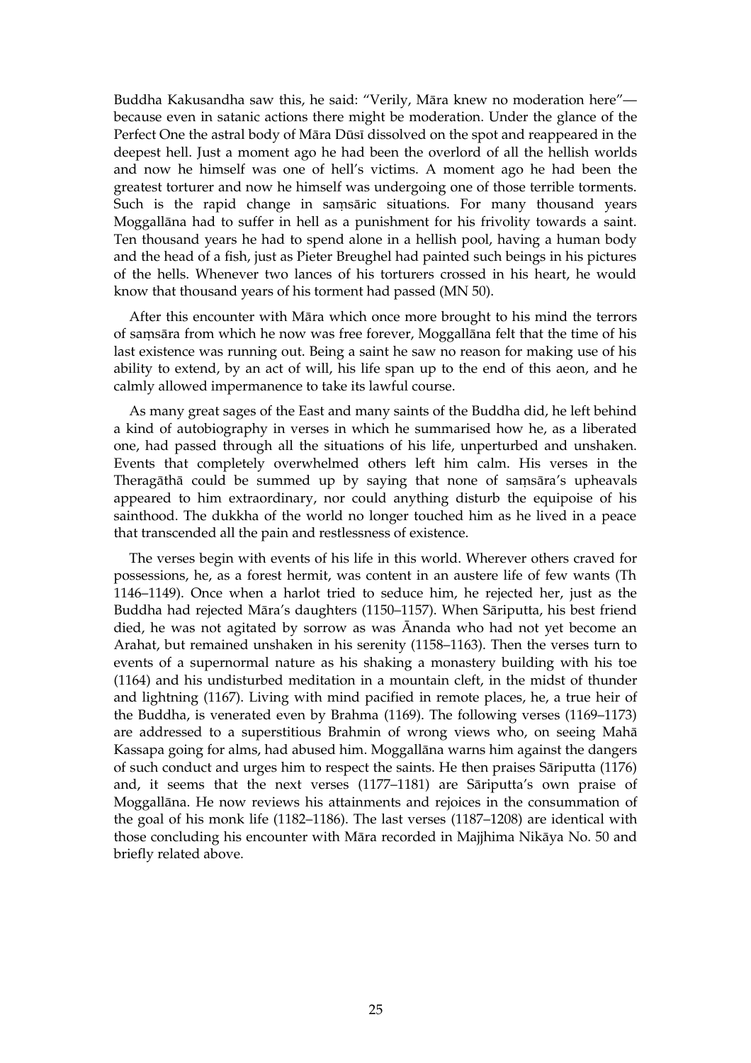Buddha Kakusandha saw this, he said: "Verily, Māra knew no moderation here"—because even in satanic actions there might be moderation. Under the glance of the Perfect One the astral body of Māra Dūsī dissolved on the spot and reappeared in the deepest hell. Just a moment ago he had been the overlord of all the hellish worlds and now he himself was one of hell's victims. A moment ago he had been the greatest torturer and now he himself was undergoing one of those terrible torments. Such is the rapid change in saṃsāric situations. For many thousand years Moggallāna had to suffer in hell as a punishment for his frivolity towards a saint. Ten thousand years he had to spend alone in a hellish pool, having a human body and the head of a fish, just as Pieter Breughel had painted such beings in his pictures of the hells. Whenever two lances of his torturers crossed in his heart, he would know that thousand years of his torment had passed (MN 50).

After this encounter with Māra which once more brought to his mind the terrors of saṃsāra from which he now was free forever, Moggallāna felt that the time of his last existence was running out. Being a saint he saw no reason for making use of his ability to extend, by an act of will, his life span up to the end of this aeon, and he calmly allowed impermanence to take its lawful course.

As many great sages of the East and many saints of the Buddha did, he left behind a kind of autobiography in verses in which he summarised how he, as a liberated one, had passed through all the situations of his life, unperturbed and unshaken. Events that completely overwhelmed others left him calm. His verses in the Theragāthā could be summed up by saying that none of saṃsāra's upheavals appeared to him extraordinary, nor could anything disturb the equipoise of his sainthood. The dukkha of the world no longer touched him as he lived in a peace that transcended all the pain and restlessness of existence.

The verses begin with events of his life in this world. Wherever others craved for possessions, he, as a forest hermit, was content in an austere life of few wants (Th 1146–1149). Once when a harlot tried to seduce him, he rejected her, just as the Buddha had rejected Māra's daughters (1150–1157). When Sāriputta, his best friend died, he was not agitated by sorrow as was Ānanda who had not yet become an Arahat, but remained unshaken in his serenity (1158–1163). Then the verses turn to events of a supernormal nature as his shaking a monastery building with his toe (1164) and his undisturbed meditation in a mountain cleft, in the midst of thunder and lightning (1167). Living with mind pacified in remote places, he, a true heir of the Buddha, is venerated even by Brahma (1169). The following verses (1169–1173) are addressed to a superstitious Brahmin of wrong views who, on seeing Mahā Kassapa going for alms, had abused him. Moggallāna warns him against the dangers of such conduct and urges him to respect the saints. He then praises Sāriputta (1176) and, it seems that the next verses (1177–1181) are Sāriputta's own praise of Moggallāna. He now reviews his attainments and rejoices in the consummation of the goal of his monk life (1182–1186). The last verses (1187–1208) are identical with those concluding his encounter with Māra recorded in Majjhima Nikāya No. 50 and briefly related above.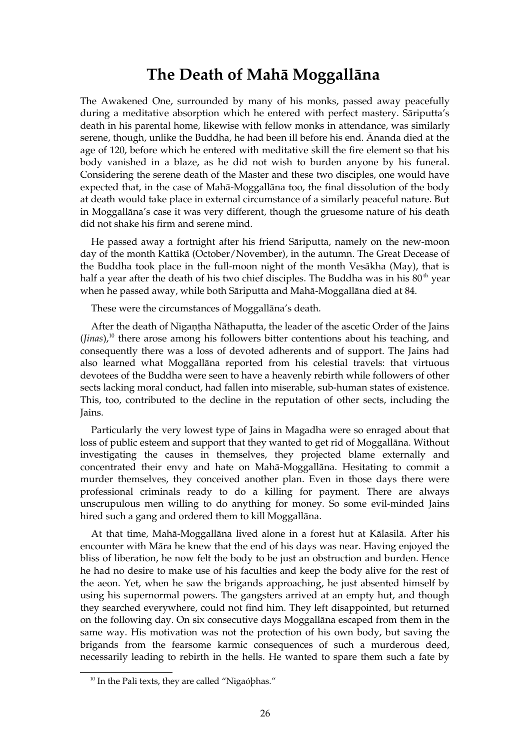# The Death of Mahā Moggallāna

The Awakened One, surrounded by many of his monks, passed away peacefully during a meditative absorption which he entered with perfect mastery. Sāriputta's death in his parental home, likewise with fellow monks in attendance, was similarly serene, though, unlike the Buddha, he had been ill before his end. Ānanda died at the age of 120, before which he entered with meditative skill the fire element so that his body vanished in a blaze, as he did not wish to burden anyone by his funeral. Considering the serene death of the Master and these two disciples, one would have expected that, in the case of Mahā-Moggallāna too, the final dissolution of the body at death would take place in external circumstance of a similarly peaceful nature. But in Moggallāna's case it was very different, though the gruesome nature of his death did not shake his firm and serene mind.

He passed away a fortnight after his friend Sāriputta, namely on the new-moon day of the month Kattikā (October/November), in the autumn. The Great Decease of the Buddha took place in the full-moon night of the month Vesākha (May), that is half a year after the death of his two chief disciples. The Buddha was in his 80th year when he passed away, while both Sāriputta and Mahā-Moggallāna died at 84.

These were the circumstances of Moggallāna's death.

After the death of Nigaṇṭha Nāthaputta, the leader of the ascetic Order of the Jains (*Jinas*),[10] there arose among his followers bitter contentions about his teaching, and consequently there was a loss of devoted adherents and of support. The Jains had also learned what Moggallāna reported from his celestial travels: that virtuous devotees of the Buddha were seen to have a heavenly rebirth while followers of other sects lacking moral conduct, had fallen into miserable, sub-human states of existence. This, too, contributed to the decline in the reputation of other sects, including the Jains.

Particularly the very lowest type of Jains in Magadha were so enraged about that loss of public esteem and support that they wanted to get rid of Moggallāna. Without investigating the causes in themselves, they projected blame externally and concentrated their envy and hate on Mahā-Moggallāna. Hesitating to commit a murder themselves, they conceived another plan. Even in those days there were professional criminals ready to do a killing for payment. There are always unscrupulous men willing to do anything for money. So some evil-minded Jains hired such a gang and ordered them to kill Moggallāna.

At that time, Mahā-Moggallāna lived alone in a forest hut at Kālasilā. After his encounter with Māra he knew that the end of his days was near. Having enjoyed the bliss of liberation, he now felt the body to be just an obstruction and burden. Hence he had no desire to make use of his faculties and keep the body alive for the rest of the aeon. Yet, when he saw the brigands approaching, he just absented himself by using his supernormal powers. The gangsters arrived at an empty hut, and though they searched everywhere, could not find him. They left disappointed, but returned on the following day. On six consecutive days Moggallāna escaped from them in the same way. His motivation was not the protection of his own body, but saving the brigands from the fearsome karmic consequences of such a murderous deed, necessarily leading to rebirth in the hells. He wanted to spare them such a fate by

[10] In the Pali texts, they are called "Nigaóþhas."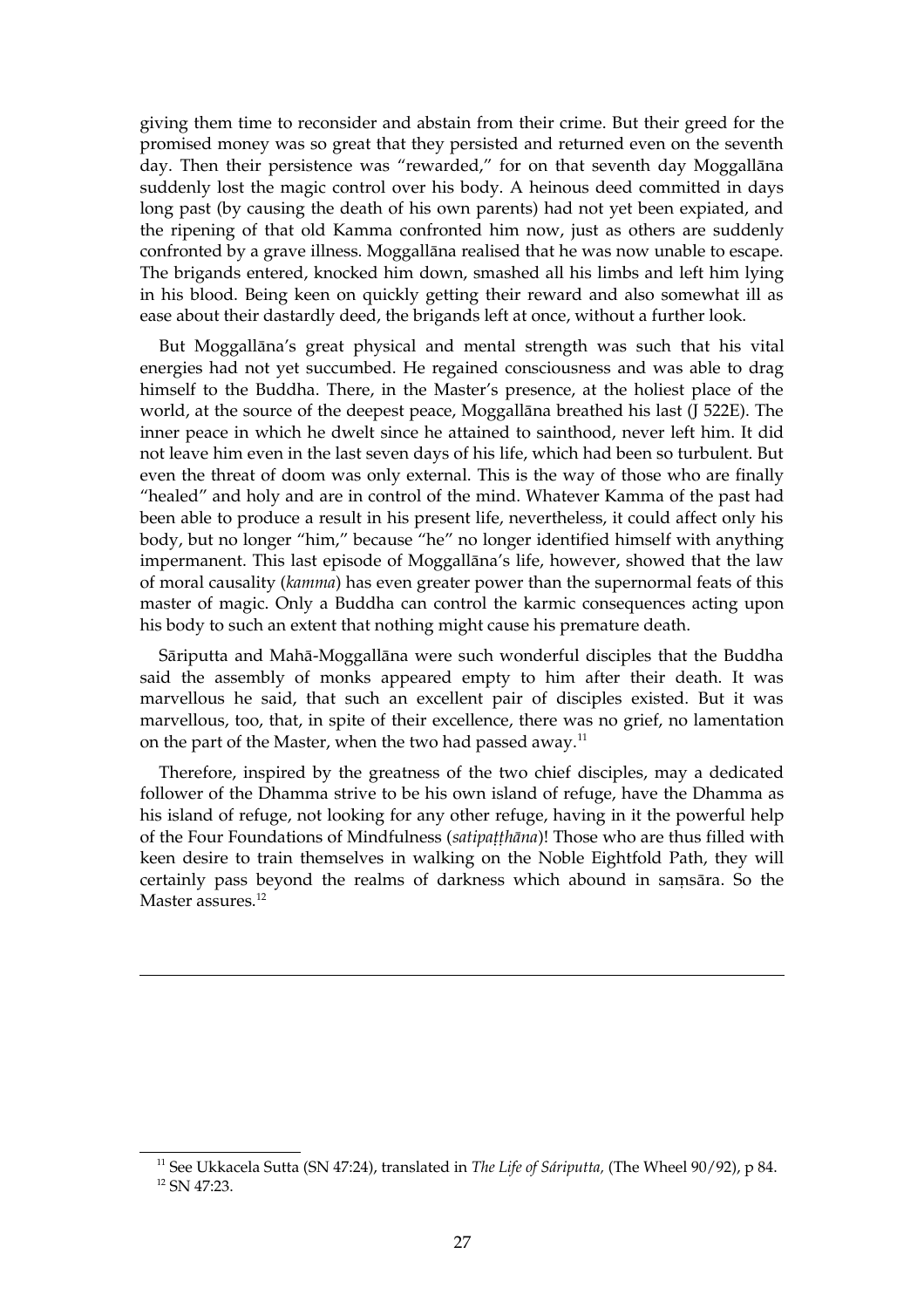giving them time to reconsider and abstain from their crime. But their greed for the promised money was so great that they persisted and returned even on the seventh day. Then their persistence was "rewarded," for on that seventh day Moggallāna suddenly lost the magic control over his body. A heinous deed committed in days long past (by causing the death of his own parents) had not yet been expiated, and the ripening of that old Kamma confronted him now, just as others are suddenly confronted by a grave illness. Moggallāna realised that he was now unable to escape. The brigands entered, knocked him down, smashed all his limbs and left him lying in his blood. Being keen on quickly getting their reward and also somewhat ill as ease about their dastardly deed, the brigands left at once, without a further look.

But Moggallāna's great physical and mental strength was such that his vital energies had not yet succumbed. He regained consciousness and was able to drag himself to the Buddha. There, in the Master's presence, at the holiest place of the world, at the source of the deepest peace, Moggallāna breathed his last (J 522E). The inner peace in which he dwelt since he attained to sainthood, never left him. It did not leave him even in the last seven days of his life, which had been so turbulent. But even the threat of doom was only external. This is the way of those who are finally "healed" and holy and are in control of the mind. Whatever Kamma of the past had been able to produce a result in his present life, nevertheless, it could affect only his body, but no longer "him," because "he" no longer identified himself with anything impermanent. This last episode of Moggallāna's life, however, showed that the law of moral causality (*kamma*) has even greater power than the supernormal feats of this master of magic. Only a Buddha can control the karmic consequences acting upon his body to such an extent that nothing might cause his premature death.

Sāriputta and Mahā-Moggallāna were such wonderful disciples that the Buddha said the assembly of monks appeared empty to him after their death. It was marvellous he said, that such an excellent pair of disciples existed. But it was marvellous, too, that, in spite of their excellence, there was no grief, no lamentation on the part of the Master, when the two had passed away.[11]

Therefore, inspired by the greatness of the two chief disciples, may a dedicated follower of the Dhamma strive to be his own island of refuge, have the Dhamma as his island of refuge, not looking for any other refuge, having in it the powerful help of the Four Foundations of Mindfulness (*satipaṭṭhāna*)! Those who are thus filled with keen desire to train themselves in walking on the Noble Eightfold Path, they will certainly pass beyond the realms of darkness which abound in saṃsāra. So the Master assures.[12]

---

[11] See Ukkacela Sutta (SN 47:24), translated in *The Life of Sáriputta,* (The Wheel 90/92), p 84.

[12] SN 47:23.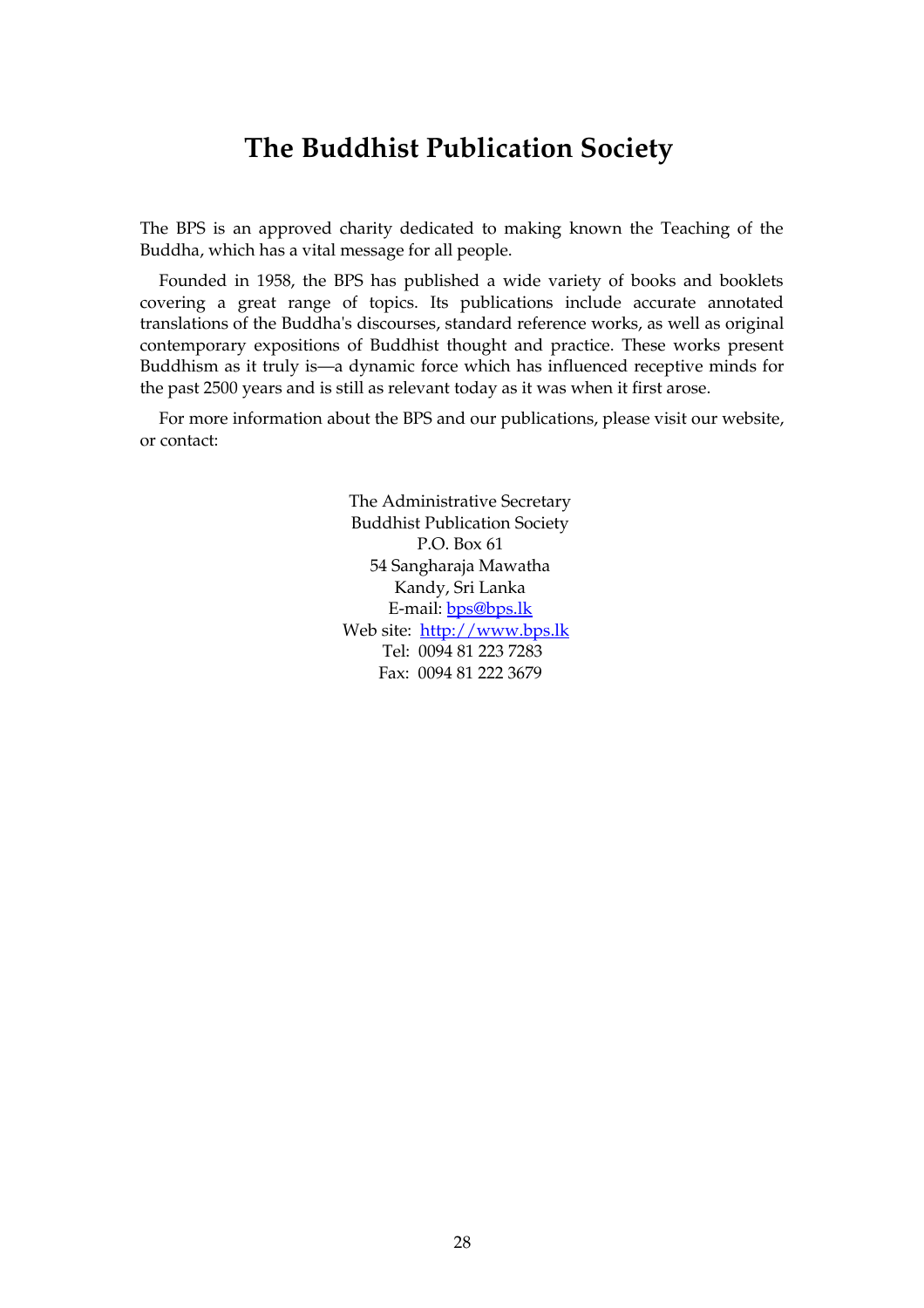# The Buddhist Publication Society

The BPS is an approved charity dedicated to making known the Teaching of the Buddha, which has a vital message for all people.

Founded in 1958, the BPS has published a wide variety of books and booklets covering a great range of topics. Its publications include accurate annotated translations of the Buddha's discourses, standard reference works, as well as original contemporary expositions of Buddhist thought and practice. These works present Buddhism as it truly is—a dynamic force which has influenced receptive minds for the past 2500 years and is still as relevant today as it was when it first arose.

For more information about the BPS and our publications, please visit our website, or contact:

The Administrative Secretary
Buddhist Publication Society
P.O. Box 61
54 Sangharaja Mawatha
Kandy, Sri Lanka
E-mail: bps@bps.lk
Web site: http://www.bps.lk
Tel: 0094 81 223 7283
Fax: 0094 81 222 3679